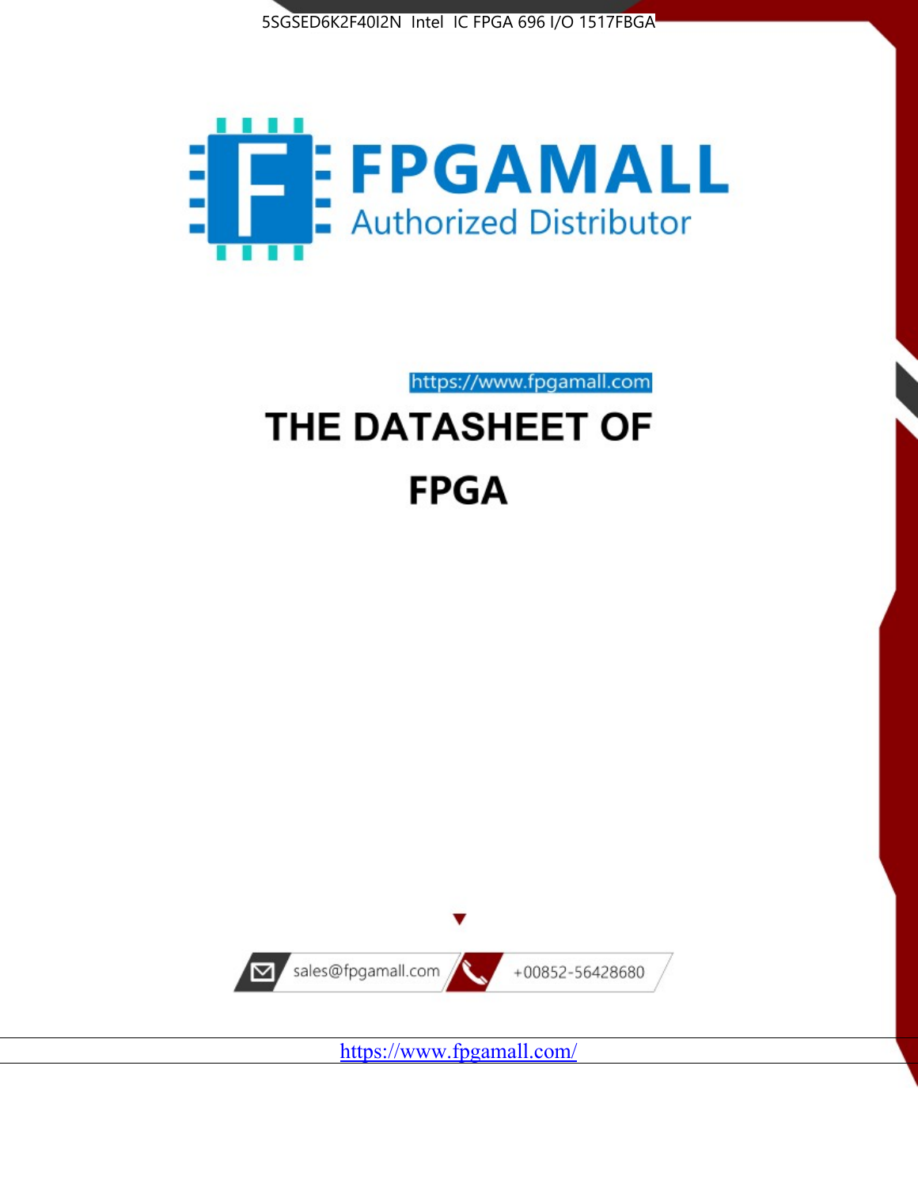5SGSED6K2F40I2N Intel IC FPGA 696 I/O 1517FBGA

FPGAMALL

Authorized Distributor

https://www.fpgamall.com

# THE DATASHEET OF

# FPGA

sales@fpgamall.com

+00852-56428680

https://www.fpgamall.com/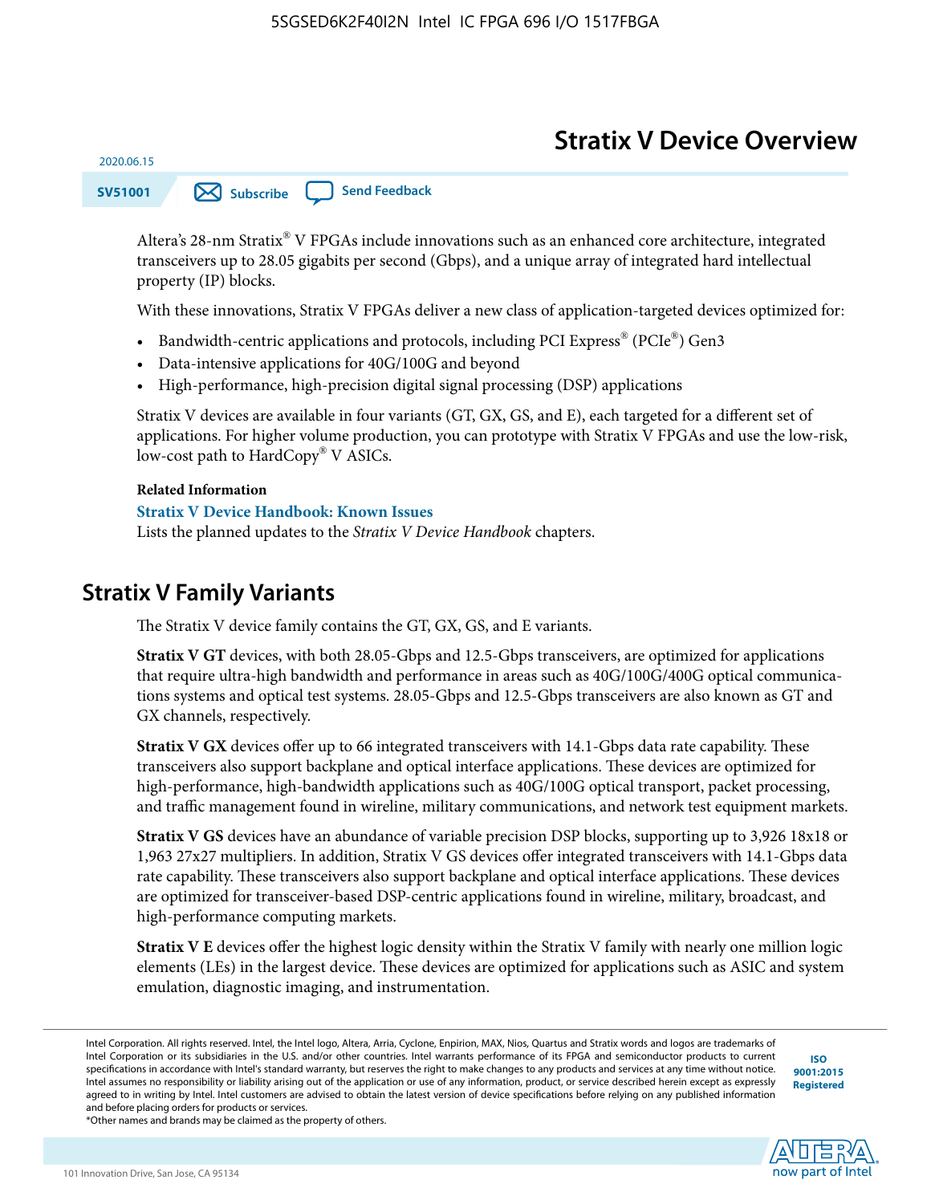# Stratix V Device Overview

2020.06.15

SV51001

Altera's 28-nm Stratix® V FPGAs include innovations such as an enhanced core architecture, integrated transceivers up to 28.05 gigabits per second (Gbps), and a unique array of integrated hard intellectual property (IP) blocks.

With these innovations, Stratix V FPGAs deliver a new class of application-targeted devices optimized for:

- Bandwidth-centric applications and protocols, including PCI Express® (PCIe®) Gen3
- Data-intensive applications for 40G/100G and beyond
- High-performance, high-precision digital signal processing (DSP) applications

Stratix V devices are available in four variants (GT, GX, GS, and E), each targeted for a different set of applications. For higher volume production, you can prototype with Stratix V FPGAs and use the low-risk, low-cost path to HardCopy® V ASICs.

**Related Information**

**Stratix V Device Handbook: Known Issues**
Lists the planned updates to the *Stratix V Device Handbook* chapters.

## Stratix V Family Variants

The Stratix V device family contains the GT, GX, GS, and E variants.

**Stratix V GT** devices, with both 28.05-Gbps and 12.5-Gbps transceivers, are optimized for applications that require ultra-high bandwidth and performance in areas such as 40G/100G/400G optical communications systems and optical test systems. 28.05-Gbps and 12.5-Gbps transceivers are also known as GT and GX channels, respectively.

**Stratix V GX** devices offer up to 66 integrated transceivers with 14.1-Gbps data rate capability. These transceivers also support backplane and optical interface applications. These devices are optimized for high-performance, high-bandwidth applications such as 40G/100G optical transport, packet processing, and traffic management found in wireline, military communications, and network test equipment markets.

**Stratix V GS** devices have an abundance of variable precision DSP blocks, supporting up to 3,926 18x18 or 1,963 27x27 multipliers. In addition, Stratix V GS devices offer integrated transceivers with 14.1-Gbps data rate capability. These transceivers also support backplane and optical interface applications. These devices are optimized for transceiver-based DSP-centric applications found in wireline, military, broadcast, and high-performance computing markets.

**Stratix V E** devices offer the highest logic density within the Stratix V family with nearly one million logic elements (LEs) in the largest device. These devices are optimized for applications such as ASIC and system emulation, diagnostic imaging, and instrumentation.

Intel Corporation. All rights reserved. Intel, the Intel logo, Altera, Arria, Cyclone, Enpirion, MAX, Nios, Quartus and Stratix words and logos are trademarks of Intel Corporation or its subsidiaries in the U.S. and/or other countries. Intel warrants performance of its FPGA and semiconductor products to current specifications in accordance with Intel's standard warranty, but reserves the right to make changes to any products and services at any time without notice. Intel assumes no responsibility or liability arising out of the application or use of any information, product, or service described herein except as expressly agreed to in writing by Intel. Intel customers are advised to obtain the latest version of device specifications before relying on any published information and before placing orders for products or services.
*Other names and brands may be claimed as the property of others.

ISO 9001:2015 Registered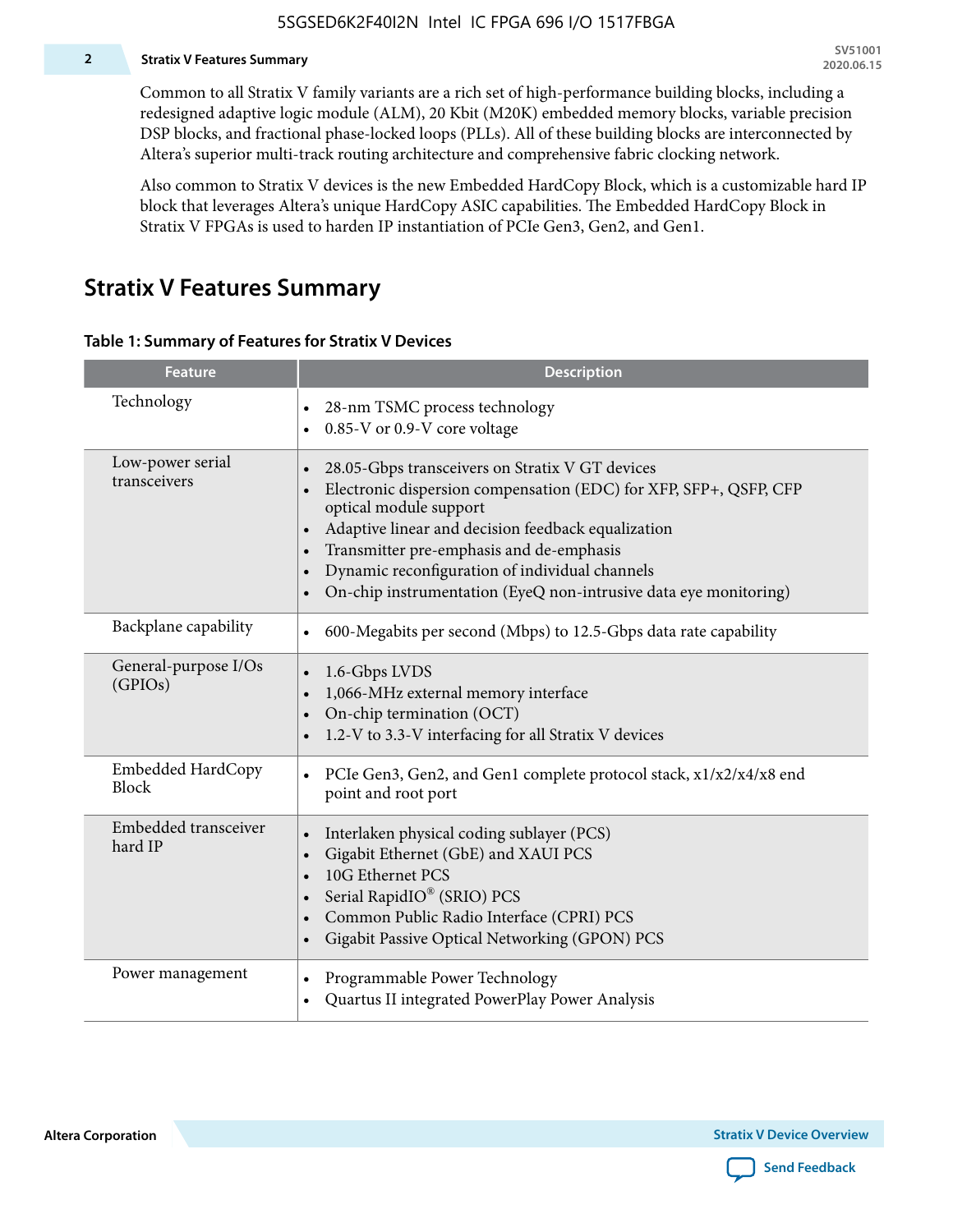Common to all Stratix V family variants are a rich set of high-performance building blocks, including a redesigned adaptive logic module (ALM), 20 Kbit (M20K) embedded memory blocks, variable precision DSP blocks, and fractional phase-locked loops (PLLs). All of these building blocks are interconnected by Altera's superior multi-track routing architecture and comprehensive fabric clocking network.

Also common to Stratix V devices is the new Embedded HardCopy Block, which is a customizable hard IP block that leverages Altera's unique HardCopy ASIC capabilities. The Embedded HardCopy Block in Stratix V FPGAs is used to harden IP instantiation of PCIe Gen3, Gen2, and Gen1.

## Stratix V Features Summary

**Table 1: Summary of Features for Stratix V Devices**

| Feature | Description |
|---|---|
| Technology | • 28-nm TSMC process technology<br>• 0.85-V or 0.9-V core voltage |
| Low-power serial transceivers | • 28.05-Gbps transceivers on Stratix V GT devices<br>• Electronic dispersion compensation (EDC) for XFP, SFP+, QSFP, CFP optical module support<br>• Adaptive linear and decision feedback equalization<br>• Transmitter pre-emphasis and de-emphasis<br>• Dynamic reconfiguration of individual channels<br>• On-chip instrumentation (EyeQ non-intrusive data eye monitoring) |
| Backplane capability | • 600-Megabits per second (Mbps) to 12.5-Gbps data rate capability |
| General-purpose I/Os (GPIOs) | • 1.6-Gbps LVDS<br>• 1,066-MHz external memory interface<br>• On-chip termination (OCT)<br>• 1.2-V to 3.3-V interfacing for all Stratix V devices |
| Embedded HardCopy Block | • PCIe Gen3, Gen2, and Gen1 complete protocol stack, x1/x2/x4/x8 end point and root port |
| Embedded transceiver hard IP | • Interlaken physical coding sublayer (PCS)<br>• Gigabit Ethernet (GbE) and XAUI PCS<br>• 10G Ethernet PCS<br>• Serial RapidIO® (SRIO) PCS<br>• Common Public Radio Interface (CPRI) PCS<br>• Gigabit Passive Optical Networking (GPON) PCS |
| Power management | • Programmable Power Technology<br>• Quartus II integrated PowerPlay Power Analysis |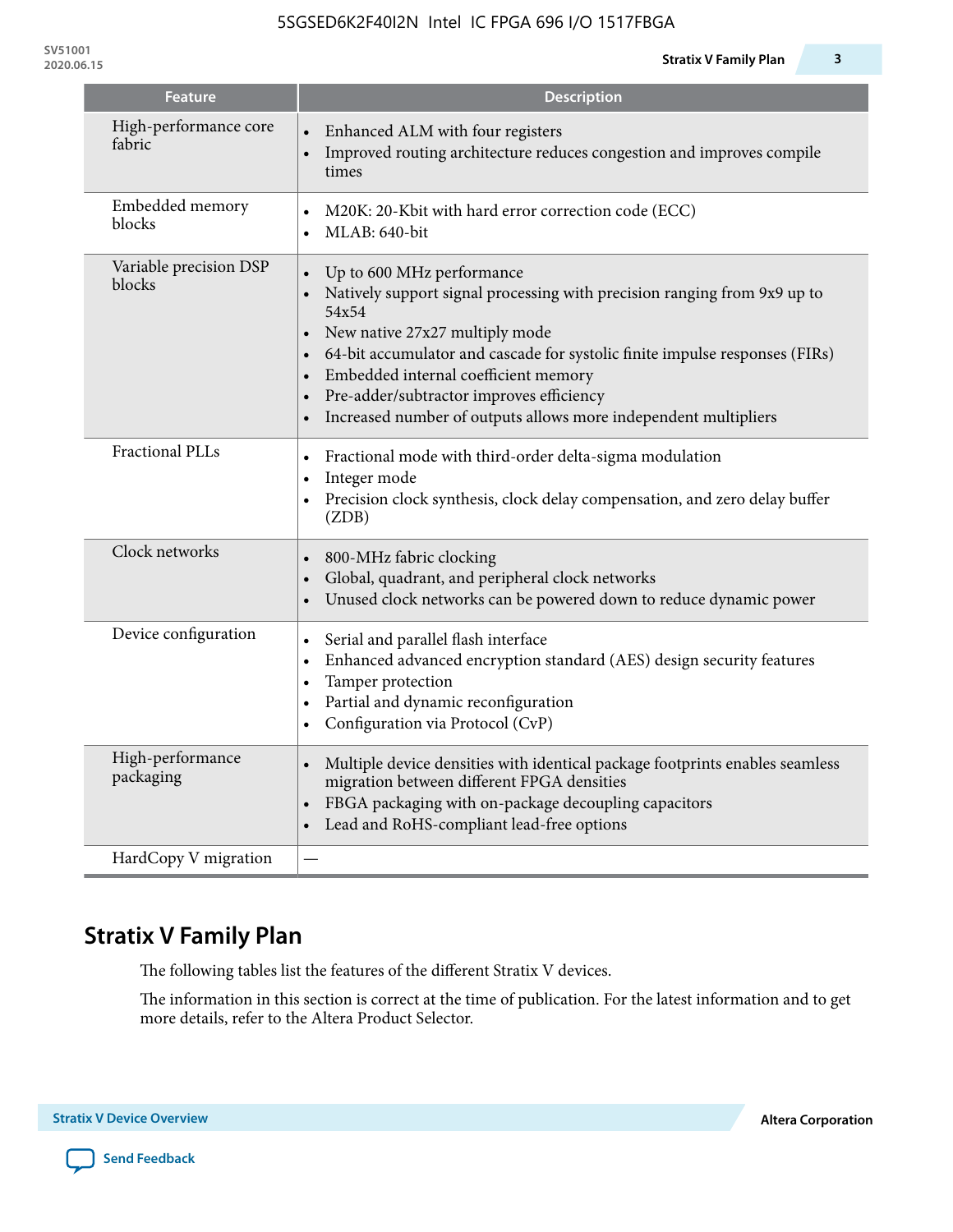| Feature | Description |
|---|---|
| High-performance core fabric | • Enhanced ALM with four registers<br>• Improved routing architecture reduces congestion and improves compile times |
| Embedded memory blocks | • M20K: 20-Kbit with hard error correction code (ECC)<br>• MLAB: 640-bit |
| Variable precision DSP blocks | • Up to 600 MHz performance<br>• Natively support signal processing with precision ranging from 9x9 up to 54x54<br>• New native 27x27 multiply mode<br>• 64-bit accumulator and cascade for systolic finite impulse responses (FIRs)<br>• Embedded internal coefficient memory<br>• Pre-adder/subtractor improves efficiency<br>• Increased number of outputs allows more independent multipliers |
| Fractional PLLs | • Fractional mode with third-order delta-sigma modulation<br>• Integer mode<br>• Precision clock synthesis, clock delay compensation, and zero delay buffer (ZDB) |
| Clock networks | • 800-MHz fabric clocking<br>• Global, quadrant, and peripheral clock networks<br>• Unused clock networks can be powered down to reduce dynamic power |
| Device configuration | • Serial and parallel flash interface<br>• Enhanced advanced encryption standard (AES) design security features<br>• Tamper protection<br>• Partial and dynamic reconfiguration<br>• Configuration via Protocol (CvP) |
| High-performance packaging | • Multiple device densities with identical package footprints enables seamless migration between different FPGA densities<br>• FBGA packaging with on-package decoupling capacitors<br>• Lead and RoHS-compliant lead-free options |
| HardCopy V migration | — |

## Stratix V Family Plan

The following tables list the features of the different Stratix V devices.

The information in this section is correct at the time of publication. For the latest information and to get more details, refer to the Altera Product Selector.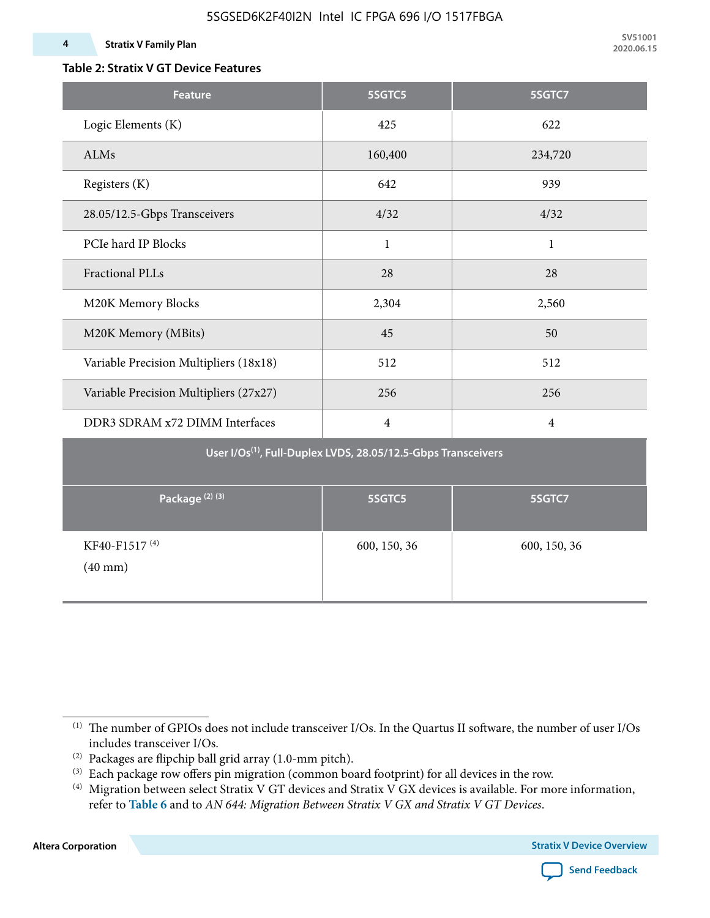**Table 2: Stratix V GT Device Features**

| Feature | 5SGTC5 | 5SGTC7 |
|---|---|---|
| Logic Elements (K) | 425 | 622 |
| ALMs | 160,400 | 234,720 |
| Registers (K) | 642 | 939 |
| 28.05/12.5-Gbps Transceivers | 4/32 | 4/32 |
| PCIe hard IP Blocks | 1 | 1 |
| Fractional PLLs | 28 | 28 |
| M20K Memory Blocks | 2,304 | 2,560 |
| M20K Memory (MBits) | 45 | 50 |
| Variable Precision Multipliers (18x18) | 512 | 512 |
| Variable Precision Multipliers (27x27) | 256 | 256 |
| DDR3 SDRAM x72 DIMM Interfaces | 4 | 4 |
| **User I/Os[1], Full-Duplex LVDS, 28.05/12.5-Gbps Transceivers** | | |
| **Package [2] [3]** | **5SGTC5** | **5SGTC7** |
| KF40-F1517 [4] (40 mm) | 600, 150, 36 | 600, 150, 36 |

(1) The number of GPIOs does not include transceiver I/Os. In the Quartus II software, the number of user I/Os includes transceiver I/Os.

(2) Packages are flipchip ball grid array (1.0-mm pitch).

(3) Each package row offers pin migration (common board footprint) for all devices in the row.

(4) Migration between select Stratix V GT devices and Stratix V GX devices is available. For more information, refer to **Table 6** and to *AN 644: Migration Between Stratix V GX and Stratix V GT Devices*.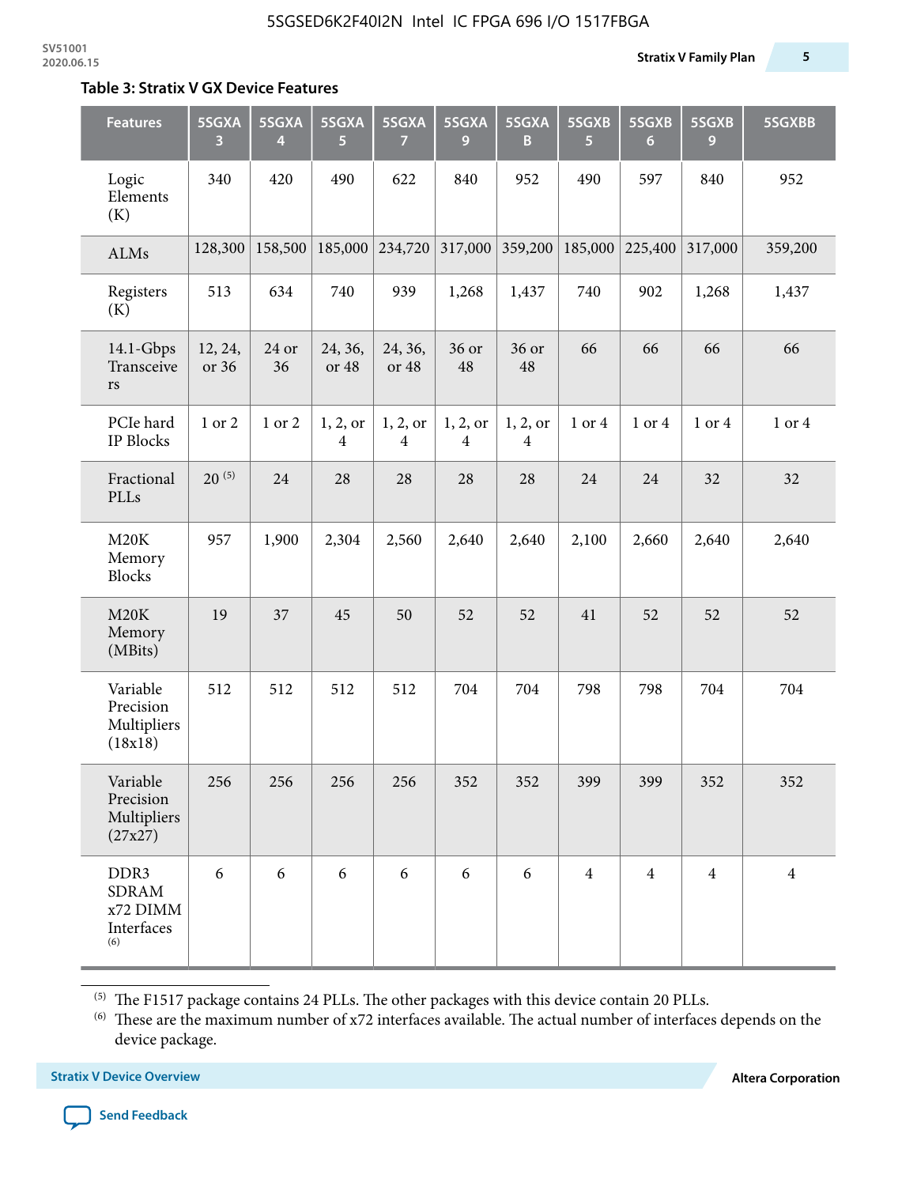### Table 3: Stratix V GX Device Features

| Features | 5SGXA 3 | 5SGXA 4 | 5SGXA 5 | 5SGXA 7 | 5SGXA 9 | 5SGXA B | 5SGXB 5 | 5SGXB 6 | 5SGXB 9 | 5SGXBB |
|---|---|---|---|---|---|---|---|---|---|---|
| Logic Elements (K) | 340 | 420 | 490 | 622 | 840 | 952 | 490 | 597 | 840 | 952 |
| ALMs | 128,300 | 158,500 | 185,000 | 234,720 | 317,000 | 359,200 | 185,000 | 225,400 | 317,000 | 359,200 |
| Registers (K) | 513 | 634 | 740 | 939 | 1,268 | 1,437 | 740 | 902 | 1,268 | 1,437 |
| 14.1-Gbps Transceivers | 12, 24, or 36 | 24 or 36 | 24, 36, or 48 | 24, 36, or 48 | 36 or 48 | 36 or 48 | 66 | 66 | 66 | 66 |
| PCIe hard IP Blocks | 1 or 2 | 1 or 2 | 1, 2, or 4 | 1, 2, or 4 | 1, 2, or 4 | 1, 2, or 4 | 1 or 4 | 1 or 4 | 1 or 4 | 1 or 4 |
| Fractional PLLs | 20 [5] | 24 | 28 | 28 | 28 | 28 | 24 | 24 | 32 | 32 |
| M20K Memory Blocks | 957 | 1,900 | 2,304 | 2,560 | 2,640 | 2,640 | 2,100 | 2,660 | 2,640 | 2,640 |
| M20K Memory (MBits) | 19 | 37 | 45 | 50 | 52 | 52 | 41 | 52 | 52 | 52 |
| Variable Precision Multipliers (18x18) | 512 | 512 | 512 | 512 | 704 | 704 | 798 | 798 | 704 | 704 |
| Variable Precision Multipliers (27x27) | 256 | 256 | 256 | 256 | 352 | 352 | 399 | 399 | 352 | 352 |
| DDR3 SDRAM x72 DIMM Interfaces [6] | 6 | 6 | 6 | 6 | 6 | 6 | 4 | 4 | 4 | 4 |

[5] The F1517 package contains 24 PLLs. The other packages with this device contain 20 PLLs.

[6] These are the maximum number of x72 interfaces available. The actual number of interfaces depends on the device package.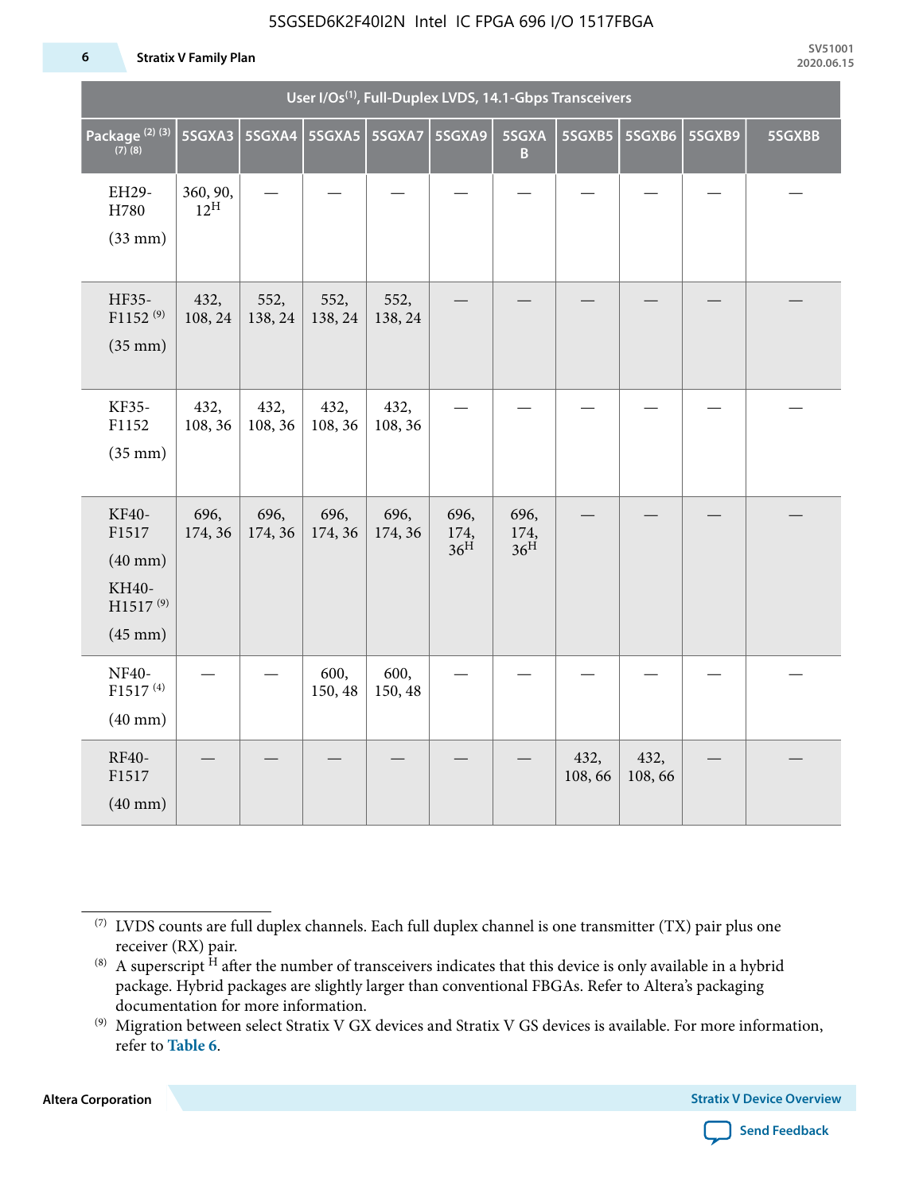| User I/Os[(1)], Full-Duplex LVDS, 14.1-Gbps Transceivers | | | | | | | | | | |
|---|---|---|---|---|---|---|---|---|---|---|
| Package [(2)] [(3)] [(7)] [(8)] | 5SGXA3 | 5SGXA4 | 5SGXA5 | 5SGXA7 | 5SGXA9 | 5SGXAB | 5SGXB5 | 5SGXB6 | 5SGXB9 | 5SGXBB |
| EH29-H780 (33 mm) | 360, 90, 12[H] | — | — | — | — | — | — | — | — | — |
| HF35-F1152 [(9)] (35 mm) | 432, 108, 24 | 552, 138, 24 | 552, 138, 24 | 552, 138, 24 | — | — | — | — | — | — |
| KF35-F1152 (35 mm) | 432, 108, 36 | 432, 108, 36 | 432, 108, 36 | 432, 108, 36 | — | — | — | — | — | — |
| KF40-F1517 (40 mm) KH40-H1517 [(9)] (45 mm) | 696, 174, 36 | 696, 174, 36 | 696, 174, 36 | 696, 174, 36 | 696, 174, 36[H] | 696, 174, 36[H] | — | — | — | — |
| NF40-F1517 [(4)] (40 mm) | — | — | 600, 150, 48 | 600, 150, 48 | — | — | — | — | — | — |
| RF40-F1517 (40 mm) | — | — | — | — | — | — | 432, 108, 66 | 432, 108, 66 | — | — |

(7) LVDS counts are full duplex channels. Each full duplex channel is one transmitter (TX) pair plus one receiver (RX) pair.

(8) A superscript H after the number of transceivers indicates that this device is only available in a hybrid package. Hybrid packages are slightly larger than conventional FBGAs. Refer to Altera's packaging documentation for more information.

(9) Migration between select Stratix V GX devices and Stratix V GS devices is available. For more information, refer to **Table 6**.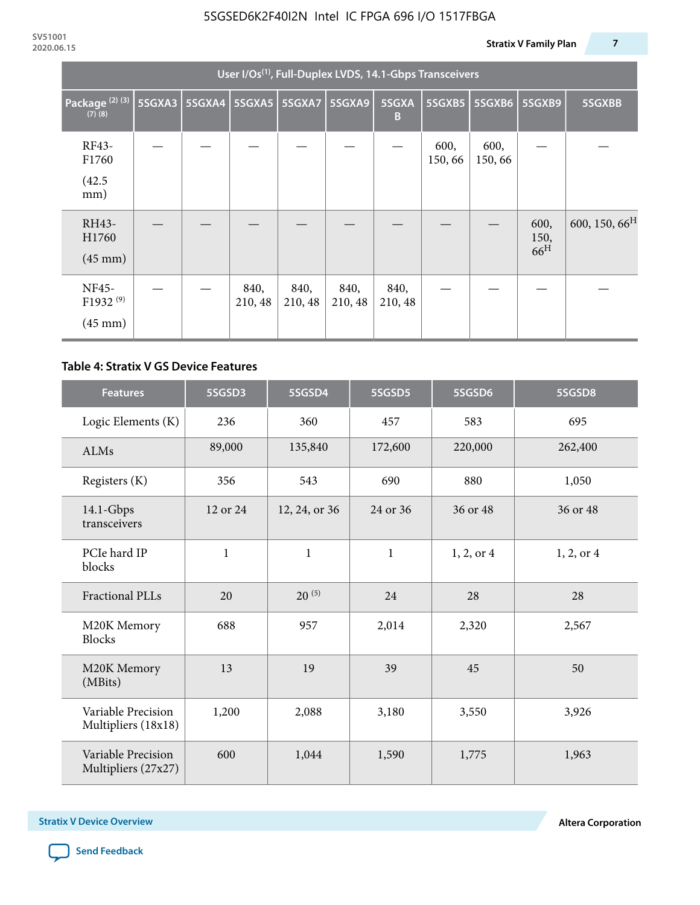| User I/Os[1], Full-Duplex LVDS, 14.1-Gbps Transceivers | | | | | | | | | | |
|---|---|---|---|---|---|---|---|---|---|---|
| Package [2] [3] [7] [8] | 5SGXA3 | 5SGXA4 | 5SGXA5 | 5SGXA7 | 5SGXA9 | 5SGXAB | 5SGXB5 | 5SGXB6 | 5SGXB9 | 5SGXBB |
| RF43-F1760 (42.5 mm) | — | — | — | — | — | — | 600, 150, 66 | 600, 150, 66 | — | — |
| RH43-H1760 (45 mm) | — | — | — | — | — | — | — | — | 600, 150, 66[H] | 600, 150, 66[H] |
| NF45-F1932 [9] (45 mm) | — | — | 840, 210, 48 | 840, 210, 48 | 840, 210, 48 | 840, 210, 48 | — | — | — | — |

**Table 4: Stratix V GS Device Features**

| Features | 5SGSD3 | 5SGSD4 | 5SGSD5 | 5SGSD6 | 5SGSD8 |
|---|---|---|---|---|---|
| Logic Elements (K) | 236 | 360 | 457 | 583 | 695 |
| ALMs | 89,000 | 135,840 | 172,600 | 220,000 | 262,400 |
| Registers (K) | 356 | 543 | 690 | 880 | 1,050 |
| 14.1-Gbps transceivers | 12 or 24 | 12, 24, or 36 | 24 or 36 | 36 or 48 | 36 or 48 |
| PCIe hard IP blocks | 1 | 1 | 1 | 1, 2, or 4 | 1, 2, or 4 |
| Fractional PLLs | 20 | 20 [5] | 24 | 28 | 28 |
| M20K Memory Blocks | 688 | 957 | 2,014 | 2,320 | 2,567 |
| M20K Memory (MBits) | 13 | 19 | 39 | 45 | 50 |
| Variable Precision Multipliers (18x18) | 1,200 | 2,088 | 3,180 | 3,550 | 3,926 |
| Variable Precision Multipliers (27x27) | 600 | 1,044 | 1,590 | 1,775 | 1,963 |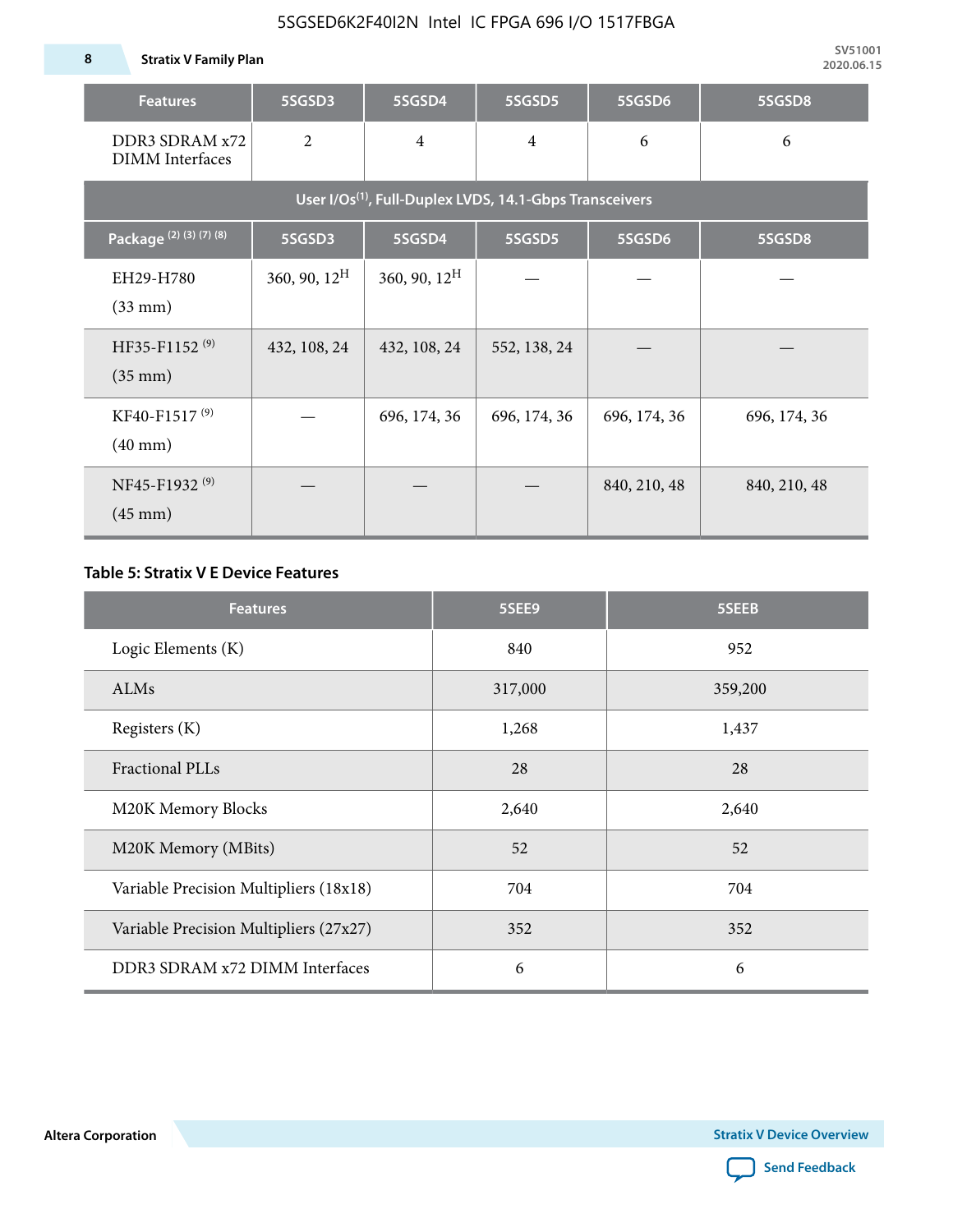| Features | 5SGSD3 | 5SGSD4 | 5SGSD5 | 5SGSD6 | 5SGSD8 |
|---|---|---|---|---|---|
| DDR3 SDRAM x72 DIMM Interfaces | 2 | 4 | 4 | 6 | 6 |
| User I/Os[1], Full-Duplex LVDS, 14.1-Gbps Transceivers | | | | | |
| Package [2] [3] [7] [8] | 5SGSD3 | 5SGSD4 | 5SGSD5 | 5SGSD6 | 5SGSD8 |
| EH29-H780 (33 mm) | 360, 90, 12[H] | 360, 90, 12[H] | — | — | — |
| HF35-F1152 [9] (35 mm) | 432, 108, 24 | 432, 108, 24 | 552, 138, 24 | — | — |
| KF40-F1517 [9] (40 mm) | — | 696, 174, 36 | 696, 174, 36 | 696, 174, 36 | 696, 174, 36 |
| NF45-F1932 [9] (45 mm) | — | — | — | 840, 210, 48 | 840, 210, 48 |

**Table 5: Stratix V E Device Features**

| Features | 5SEE9 | 5SEEB |
|---|---|---|
| Logic Elements (K) | 840 | 952 |
| ALMs | 317,000 | 359,200 |
| Registers (K) | 1,268 | 1,437 |
| Fractional PLLs | 28 | 28 |
| M20K Memory Blocks | 2,640 | 2,640 |
| M20K Memory (MBits) | 52 | 52 |
| Variable Precision Multipliers (18x18) | 704 | 704 |
| Variable Precision Multipliers (27x27) | 352 | 352 |
| DDR3 SDRAM x72 DIMM Interfaces | 6 | 6 |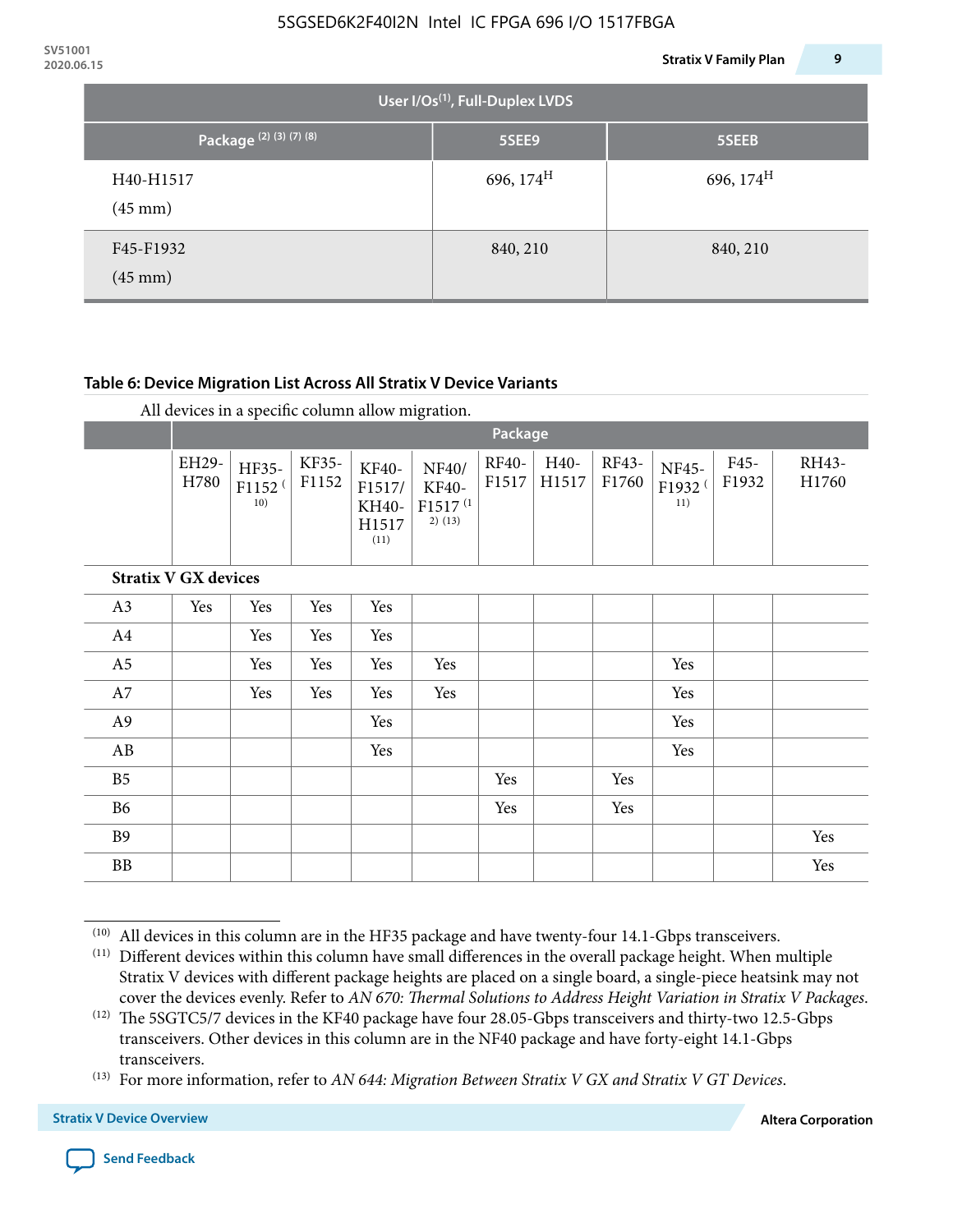| User I/Os[1], Full-Duplex LVDS | | |
|---|---|---|
| Package [2] [3] [7] [8] | 5SEE9 | 5SEEB |
| H40-H1517 (45 mm) | 696, 174[H] | 696, 174[H] |
| F45-F1932 (45 mm) | 840, 210 | 840, 210 |

**Table 6: Device Migration List Across All Stratix V Device Variants**

All devices in a specific column allow migration.

| | Package | | | | | | | | | | |
|---|---|---|---|---|---|---|---|---|---|---|---|
| | EH29-H780 | HF35-F1152 [10] | KF35-F1152 | KF40-F1517/ KH40-H1517 [11] | NF40/ KF40-F1517 [12] [13] | RF40-F1517 | H40-H1517 | RF43-F1760 | NF45-F1932 [11] | F45-F1932 | RH43-H1760 |
| **Stratix V GX devices** | | | | | | | | | | | |
| A3 | Yes | Yes | Yes | Yes | | | | | | | |
| A4 | | Yes | Yes | Yes | | | | | | | |
| A5 | | Yes | Yes | Yes | Yes | | | | Yes | | |
| A7 | | Yes | Yes | Yes | Yes | | | | Yes | | |
| A9 | | | | Yes | | | | | Yes | | |
| AB | | | | Yes | | | | | Yes | | |
| B5 | | | | | | Yes | | Yes | | | |
| B6 | | | | | | Yes | | Yes | | | |
| B9 | | | | | | | | | | | Yes |
| BB | | | | | | | | | | | Yes |

[10] All devices in this column are in the HF35 package and have twenty-four 14.1-Gbps transceivers.

[11] Different devices within this column have small differences in the overall package height. When multiple Stratix V devices with different package heights are placed on a single board, a single-piece heatsink may not cover the devices evenly. Refer to *AN 670: Thermal Solutions to Address Height Variation in Stratix V Packages*.

[12] The 5SGTC5/7 devices in the KF40 package have four 28.05-Gbps transceivers and thirty-two 12.5-Gbps transceivers. Other devices in this column are in the NF40 package and have forty-eight 14.1-Gbps transceivers.

[13] For more information, refer to *AN 644: Migration Between Stratix V GX and Stratix V GT Devices*.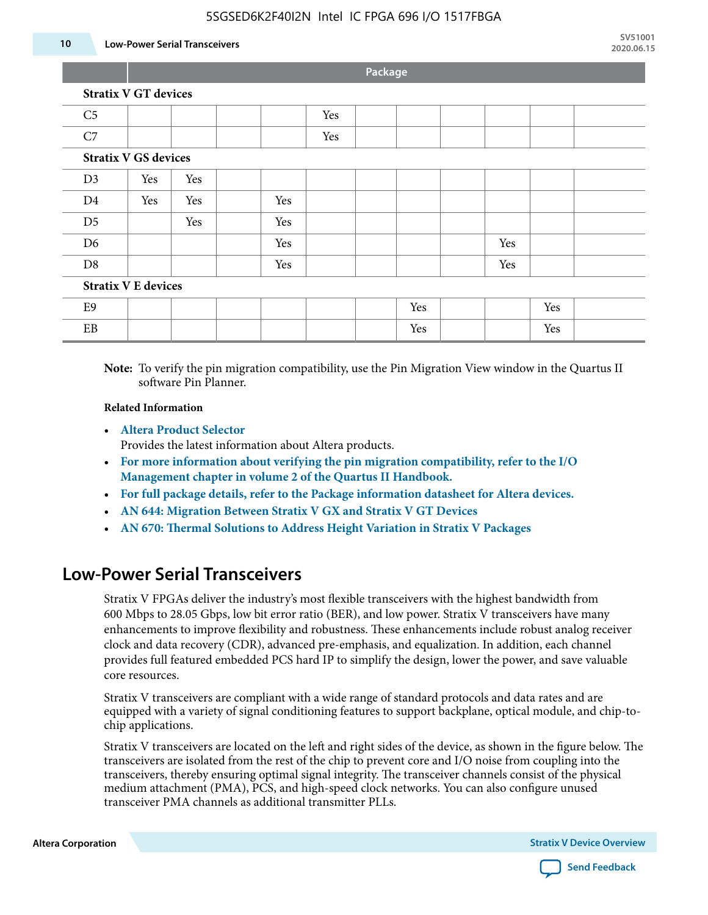| | Package | | | | | | | | | | |
|---|---|---|---|---|---|---|---|---|---|---|---|
| **Stratix V GT devices** | | | | | | | | | | | |
| C5 | | | | | Yes | | | | | | |
| C7 | | | | | Yes | | | | | | |
| **Stratix V GS devices** | | | | | | | | | | | |
| D3 | Yes | Yes | | | | | | | | | |
| D4 | Yes | Yes | | Yes | | | | | | | |
| D5 | | Yes | | Yes | | | | | | | |
| D6 | | | | Yes | | | | | Yes | | |
| D8 | | | | Yes | | | | | Yes | | |
| **Stratix V E devices** | | | | | | | | | | | |
| E9 | | | | | | | Yes | | | Yes | |
| EB | | | | | | | Yes | | | Yes | |

**Note:** To verify the pin migration compatibility, use the Pin Migration View window in the Quartus II software Pin Planner.

**Related Information**

- **Altera Product Selector**
  Provides the latest information about Altera products.
- **For more information about verifying the pin migration compatibility, refer to the I/O Management chapter in volume 2 of the Quartus II Handbook.**
- **For full package details, refer to the Package information datasheet for Altera devices.**
- **AN 644: Migration Between Stratix V GX and Stratix V GT Devices**
- **AN 670: Thermal Solutions to Address Height Variation in Stratix V Packages**

## Low-Power Serial Transceivers

Stratix V FPGAs deliver the industry's most flexible transceivers with the highest bandwidth from 600 Mbps to 28.05 Gbps, low bit error ratio (BER), and low power. Stratix V transceivers have many enhancements to improve flexibility and robustness. These enhancements include robust analog receiver clock and data recovery (CDR), advanced pre-emphasis, and equalization. In addition, each channel provides full featured embedded PCS hard IP to simplify the design, lower the power, and save valuable core resources.

Stratix V transceivers are compliant with a wide range of standard protocols and data rates and are equipped with a variety of signal conditioning features to support backplane, optical module, and chip-to-chip applications.

Stratix V transceivers are located on the left and right sides of the device, as shown in the figure below. The transceivers are isolated from the rest of the chip to prevent core and I/O noise from coupling into the transceivers, thereby ensuring optimal signal integrity. The transceiver channels consist of the physical medium attachment (PMA), PCS, and high-speed clock networks. You can also configure unused transceiver PMA channels as additional transmitter PLLs.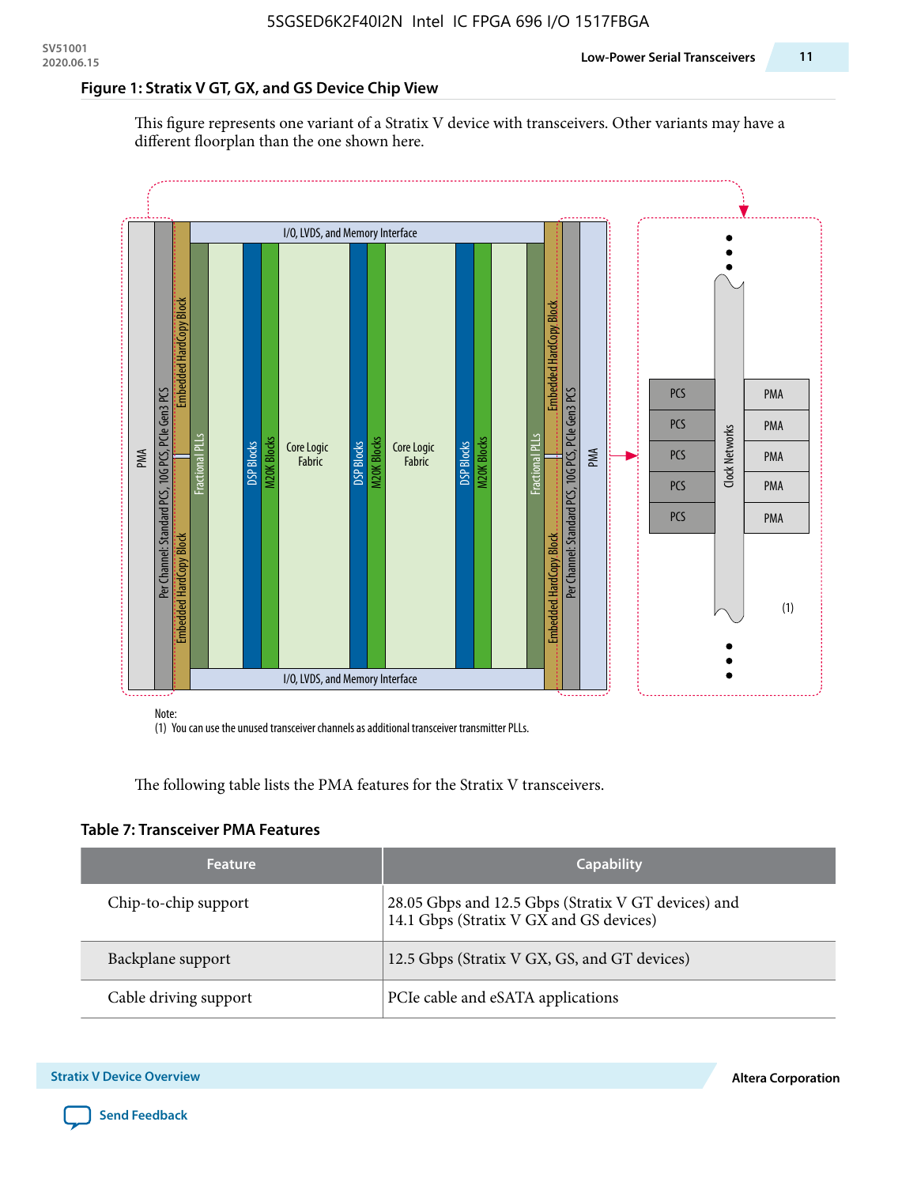### Figure 1: Stratix V GT, GX, and GS Device Chip View

This figure represents one variant of a Stratix V device with transceivers. Other variants may have a different floorplan than the one shown here.

Note:
(1) You can use the unused transceiver channels as additional transceiver transmitter PLLs.

The following table lists the PMA features for the Stratix V transceivers.

### Table 7: Transceiver PMA Features

| Feature | Capability |
|---|---|
| Chip-to-chip support | 28.05 Gbps and 12.5 Gbps (Stratix V GT devices) and 14.1 Gbps (Stratix V GX and GS devices) |
| Backplane support | 12.5 Gbps (Stratix V GX, GS, and GT devices) |
| Cable driving support | PCIe cable and eSATA applications |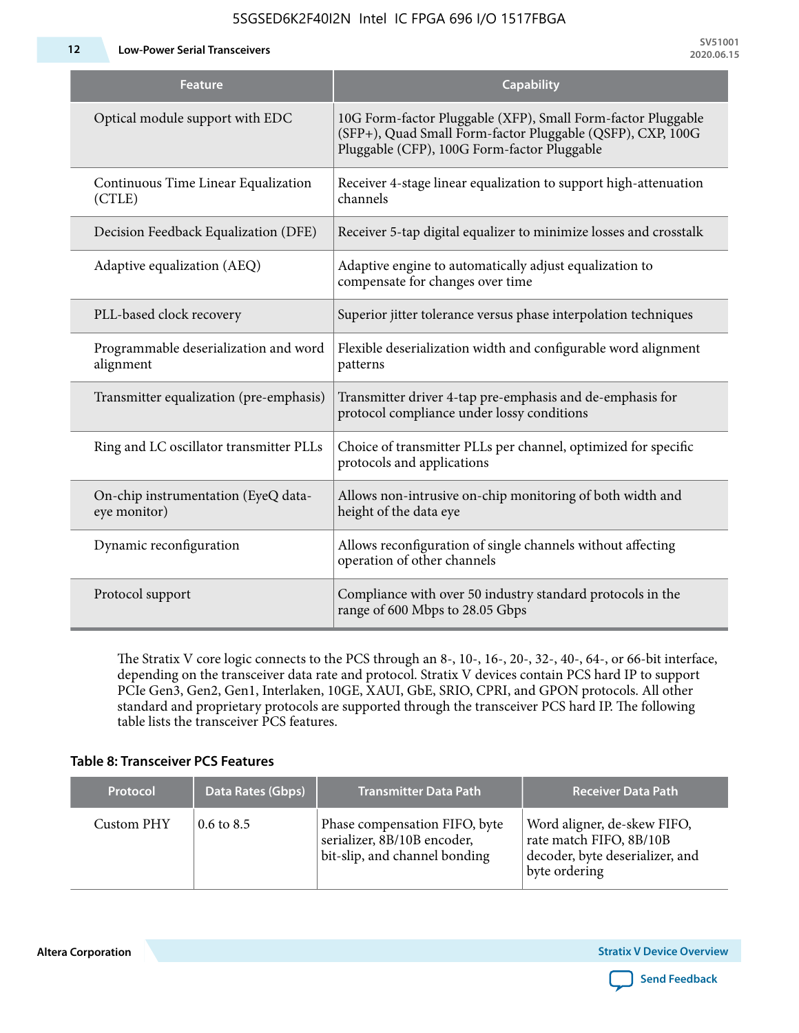| Feature | Capability |
|---|---|
| Optical module support with EDC | 10G Form-factor Pluggable (XFP), Small Form-factor Pluggable (SFP+), Quad Small Form-factor Pluggable (QSFP), CXP, 100G Pluggable (CFP), 100G Form-factor Pluggable |
| Continuous Time Linear Equalization (CTLE) | Receiver 4-stage linear equalization to support high-attenuation channels |
| Decision Feedback Equalization (DFE) | Receiver 5-tap digital equalizer to minimize losses and crosstalk |
| Adaptive equalization (AEQ) | Adaptive engine to automatically adjust equalization to compensate for changes over time |
| PLL-based clock recovery | Superior jitter tolerance versus phase interpolation techniques |
| Programmable deserialization and word alignment | Flexible deserialization width and configurable word alignment patterns |
| Transmitter equalization (pre-emphasis) | Transmitter driver 4-tap pre-emphasis and de-emphasis for protocol compliance under lossy conditions |
| Ring and LC oscillator transmitter PLLs | Choice of transmitter PLLs per channel, optimized for specific protocols and applications |
| On-chip instrumentation (EyeQ data-eye monitor) | Allows non-intrusive on-chip monitoring of both width and height of the data eye |
| Dynamic reconfiguration | Allows reconfiguration of single channels without affecting operation of other channels |
| Protocol support | Compliance with over 50 industry standard protocols in the range of 600 Mbps to 28.05 Gbps |

The Stratix V core logic connects to the PCS through an 8-, 10-, 16-, 20-, 32-, 40-, 64-, or 66-bit interface, depending on the transceiver data rate and protocol. Stratix V devices contain PCS hard IP to support PCIe Gen3, Gen2, Gen1, Interlaken, 10GE, XAUI, GbE, SRIO, CPRI, and GPON protocols. All other standard and proprietary protocols are supported through the transceiver PCS hard IP. The following table lists the transceiver PCS features.

**Table 8: Transceiver PCS Features**

| Protocol | Data Rates (Gbps) | Transmitter Data Path | Receiver Data Path |
|---|---|---|---|
| Custom PHY | 0.6 to 8.5 | Phase compensation FIFO, byte serializer, 8B/10B encoder, bit-slip, and channel bonding | Word aligner, de-skew FIFO, rate match FIFO, 8B/10B decoder, byte deserializer, and byte ordering |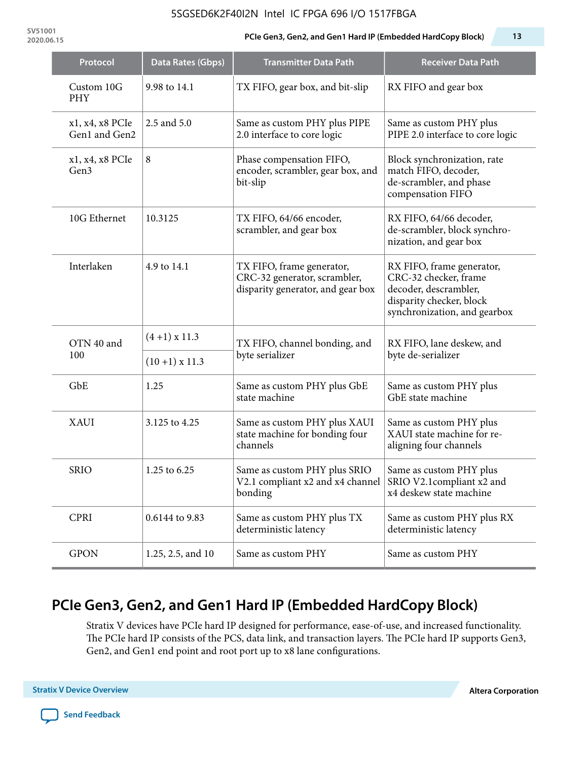| Protocol | Data Rates (Gbps) | Transmitter Data Path | Receiver Data Path |
|---|---|---|---|
| Custom 10G PHY | 9.98 to 14.1 | TX FIFO, gear box, and bit-slip | RX FIFO and gear box |
| x1, x4, x8 PCIe Gen1 and Gen2 | 2.5 and 5.0 | Same as custom PHY plus PIPE 2.0 interface to core logic | Same as custom PHY plus PIPE 2.0 interface to core logic |
| x1, x4, x8 PCIe Gen3 | 8 | Phase compensation FIFO, encoder, scrambler, gear box, and bit-slip | Block synchronization, rate match FIFO, decoder, de-scrambler, and phase compensation FIFO |
| 10G Ethernet | 10.3125 | TX FIFO, 64/66 encoder, scrambler, and gear box | RX FIFO, 64/66 decoder, de-scrambler, block synchro-nization, and gear box |
| Interlaken | 4.9 to 14.1 | TX FIFO, frame generator, CRC-32 generator, scrambler, disparity generator, and gear box | RX FIFO, frame generator, CRC-32 checker, frame decoder, descrambler, disparity checker, block synchronization, and gearbox |
| OTN 40 and 100 | (4 +1) x 11.3 | TX FIFO, channel bonding, and byte serializer | RX FIFO, lane deskew, and byte de-serializer |
| | (10 +1) x 11.3 | | |
| GbE | 1.25 | Same as custom PHY plus GbE state machine | Same as custom PHY plus GbE state machine |
| XAUI | 3.125 to 4.25 | Same as custom PHY plus XAUI state machine for bonding four channels | Same as custom PHY plus XAUI state machine for re-aligning four channels |
| SRIO | 1.25 to 6.25 | Same as custom PHY plus SRIO V2.1 compliant x2 and x4 channel bonding | Same as custom PHY plus SRIO V2.1compliant x2 and x4 deskew state machine |
| CPRI | 0.6144 to 9.83 | Same as custom PHY plus TX deterministic latency | Same as custom PHY plus RX deterministic latency |
| GPON | 1.25, 2.5, and 10 | Same as custom PHY | Same as custom PHY |

## PCIe Gen3, Gen2, and Gen1 Hard IP (Embedded HardCopy Block)

Stratix V devices have PCIe hard IP designed for performance, ease-of-use, and increased functionality. The PCIe hard IP consists of the PCS, data link, and transaction layers. The PCIe hard IP supports Gen3, Gen2, and Gen1 end point and root port up to x8 lane configurations.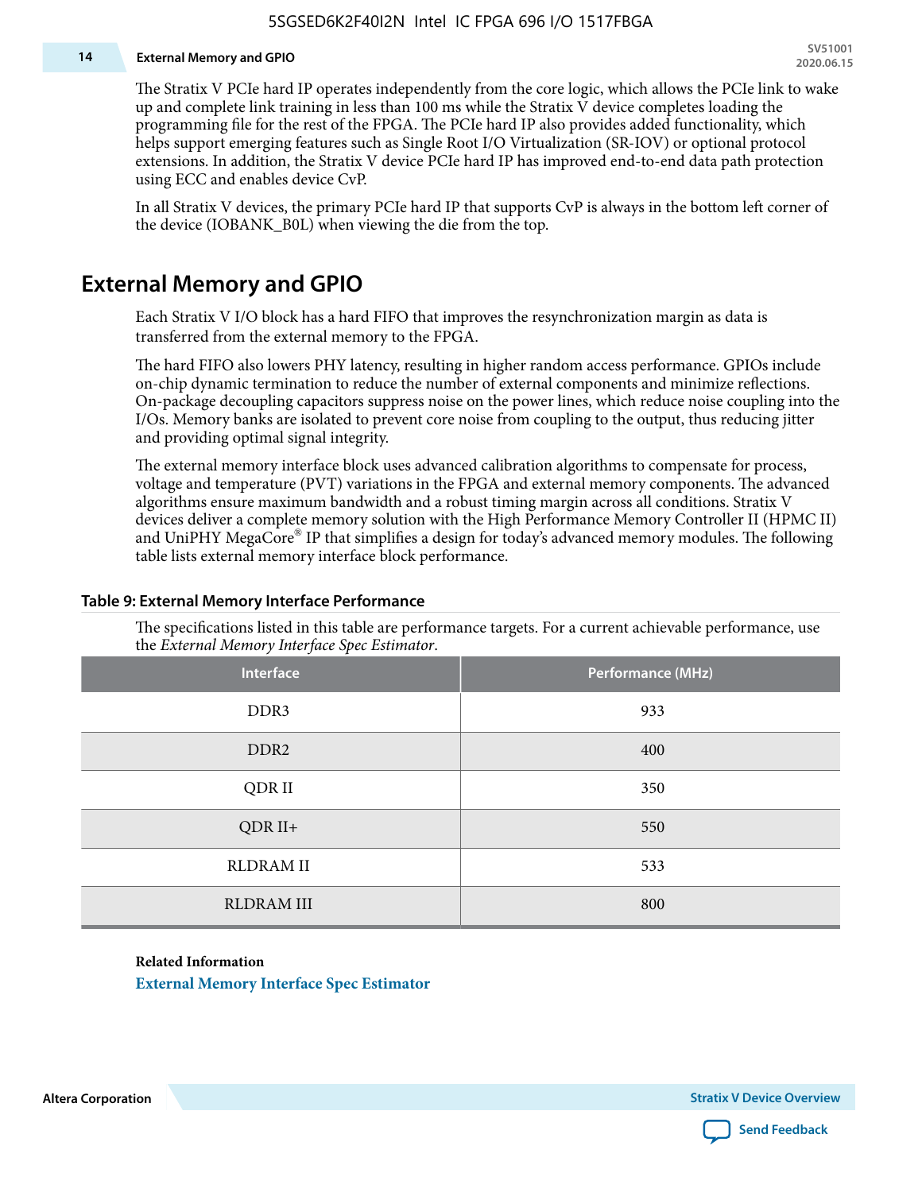The Stratix V PCIe hard IP operates independently from the core logic, which allows the PCIe link to wake up and complete link training in less than 100 ms while the Stratix V device completes loading the programming file for the rest of the FPGA. The PCIe hard IP also provides added functionality, which helps support emerging features such as Single Root I/O Virtualization (SR-IOV) or optional protocol extensions. In addition, the Stratix V device PCIe hard IP has improved end-to-end data path protection using ECC and enables device CvP.

In all Stratix V devices, the primary PCIe hard IP that supports CvP is always in the bottom left corner of the device (IOBANK_B0L) when viewing the die from the top.

## External Memory and GPIO

Each Stratix V I/O block has a hard FIFO that improves the resynchronization margin as data is transferred from the external memory to the FPGA.

The hard FIFO also lowers PHY latency, resulting in higher random access performance. GPIOs include on-chip dynamic termination to reduce the number of external components and minimize reflections. On-package decoupling capacitors suppress noise on the power lines, which reduce noise coupling into the I/Os. Memory banks are isolated to prevent core noise from coupling to the output, thus reducing jitter and providing optimal signal integrity.

The external memory interface block uses advanced calibration algorithms to compensate for process, voltage and temperature (PVT) variations in the FPGA and external memory components. The advanced algorithms ensure maximum bandwidth and a robust timing margin across all conditions. Stratix V devices deliver a complete memory solution with the High Performance Memory Controller II (HPMC II) and UniPHY MegaCore® IP that simplifies a design for today's advanced memory modules. The following table lists external memory interface block performance.

**Table 9: External Memory Interface Performance**

The specifications listed in this table are performance targets. For a current achievable performance, use the *External Memory Interface Spec Estimator*.

| Interface | Performance (MHz) |
|---|---|
| DDR3 | 933 |
| DDR2 | 400 |
| QDR II | 350 |
| QDR II+ | 550 |
| RLDRAM II | 533 |
| RLDRAM III | 800 |

**Related Information**

External Memory Interface Spec Estimator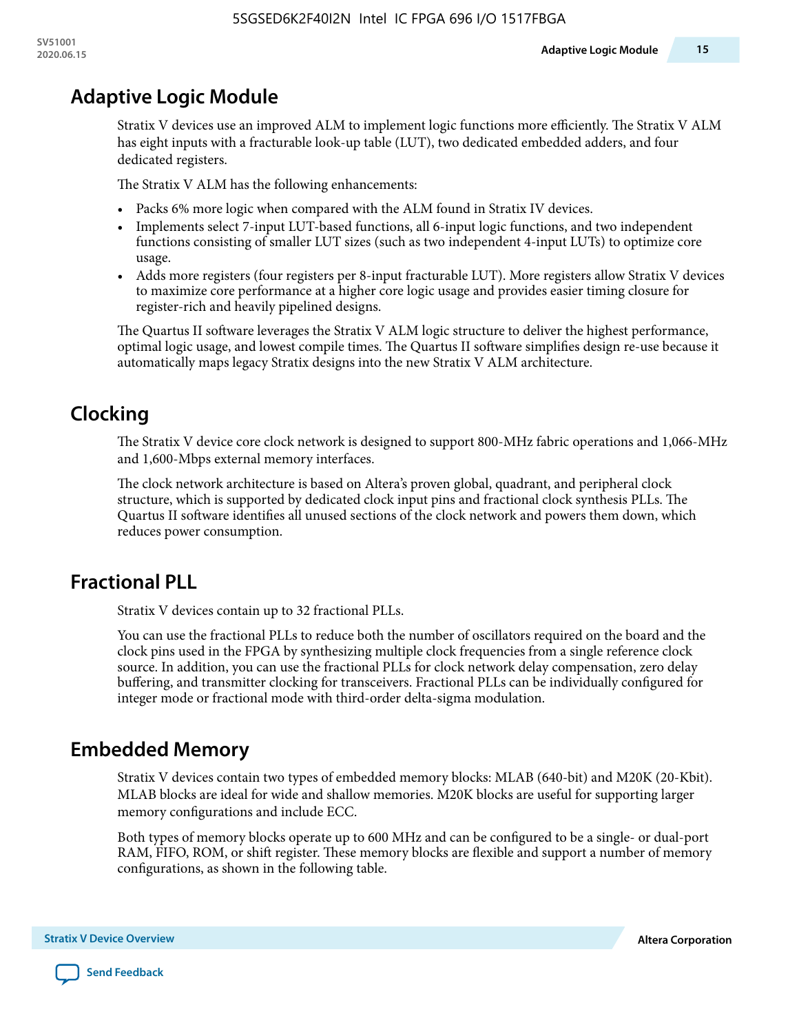## Adaptive Logic Module

Stratix V devices use an improved ALM to implement logic functions more efficiently. The Stratix V ALM has eight inputs with a fracturable look-up table (LUT), two dedicated embedded adders, and four dedicated registers.

The Stratix V ALM has the following enhancements:

- Packs 6% more logic when compared with the ALM found in Stratix IV devices.
- Implements select 7-input LUT-based functions, all 6-input logic functions, and two independent functions consisting of smaller LUT sizes (such as two independent 4-input LUTs) to optimize core usage.
- Adds more registers (four registers per 8-input fracturable LUT). More registers allow Stratix V devices to maximize core performance at a higher core logic usage and provides easier timing closure for register-rich and heavily pipelined designs.

The Quartus II software leverages the Stratix V ALM logic structure to deliver the highest performance, optimal logic usage, and lowest compile times. The Quartus II software simplifies design re-use because it automatically maps legacy Stratix designs into the new Stratix V ALM architecture.

## Clocking

The Stratix V device core clock network is designed to support 800-MHz fabric operations and 1,066-MHz and 1,600-Mbps external memory interfaces.

The clock network architecture is based on Altera's proven global, quadrant, and peripheral clock structure, which is supported by dedicated clock input pins and fractional clock synthesis PLLs. The Quartus II software identifies all unused sections of the clock network and powers them down, which reduces power consumption.

## Fractional PLL

Stratix V devices contain up to 32 fractional PLLs.

You can use the fractional PLLs to reduce both the number of oscillators required on the board and the clock pins used in the FPGA by synthesizing multiple clock frequencies from a single reference clock source. In addition, you can use the fractional PLLs for clock network delay compensation, zero delay buffering, and transmitter clocking for transceivers. Fractional PLLs can be individually configured for integer mode or fractional mode with third-order delta-sigma modulation.

## Embedded Memory

Stratix V devices contain two types of embedded memory blocks: MLAB (640-bit) and M20K (20-Kbit). MLAB blocks are ideal for wide and shallow memories. M20K blocks are useful for supporting larger memory configurations and include ECC.

Both types of memory blocks operate up to 600 MHz and can be configured to be a single- or dual-port RAM, FIFO, ROM, or shift register. These memory blocks are flexible and support a number of memory configurations, as shown in the following table.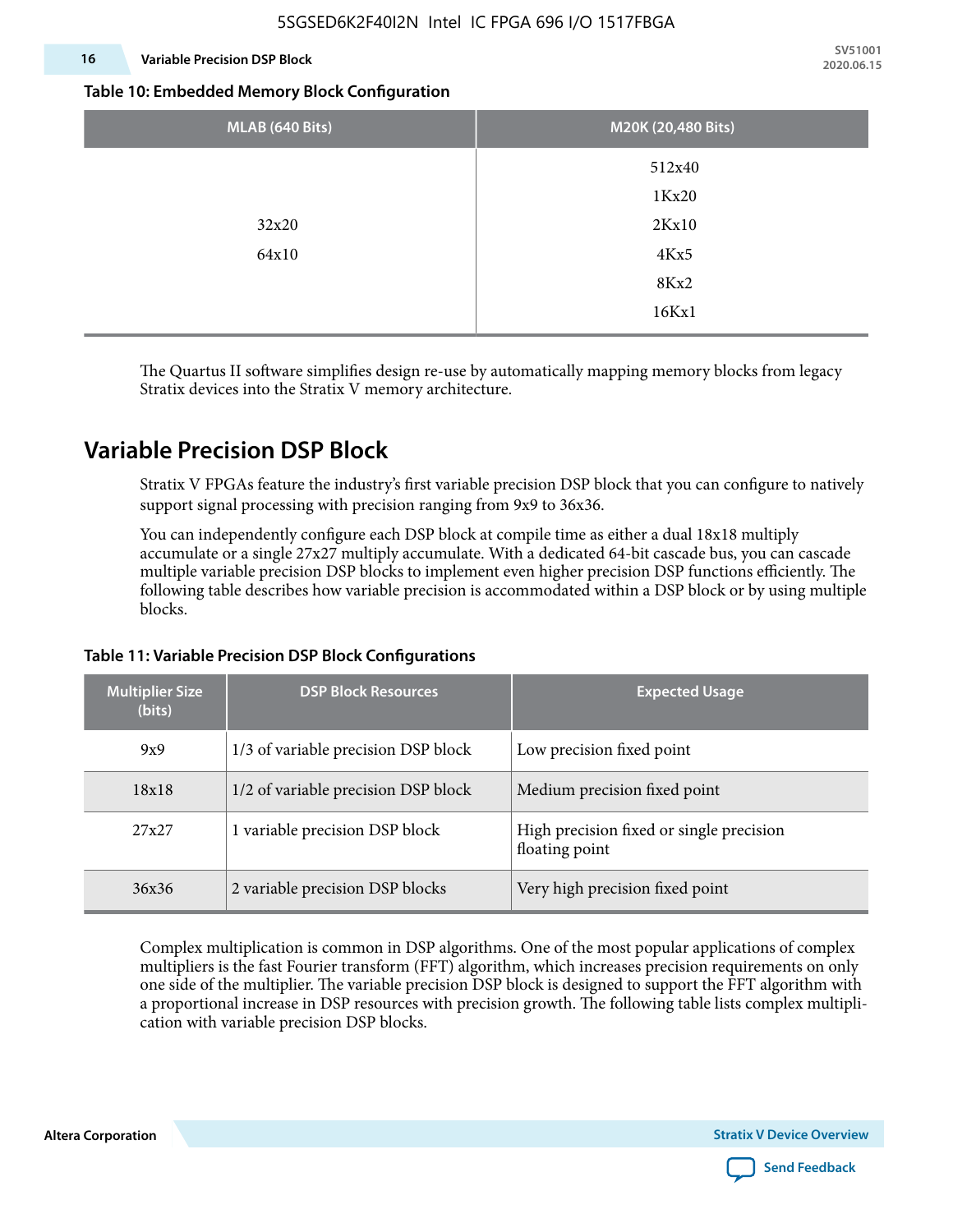**Table 10: Embedded Memory Block Configuration**

| MLAB (640 Bits) | M20K (20,480 Bits) |
|---|---|
| 32x20<br>64x10 | 512x40<br>1Kx20<br>2Kx10<br>4Kx5<br>8Kx2<br>16Kx1 |

The Quartus II software simplifies design re-use by automatically mapping memory blocks from legacy Stratix devices into the Stratix V memory architecture.

## Variable Precision DSP Block

Stratix V FPGAs feature the industry's first variable precision DSP block that you can configure to natively support signal processing with precision ranging from 9x9 to 36x36.

You can independently configure each DSP block at compile time as either a dual 18x18 multiply accumulate or a single 27x27 multiply accumulate. With a dedicated 64-bit cascade bus, you can cascade multiple variable precision DSP blocks to implement even higher precision DSP functions efficiently. The following table describes how variable precision is accommodated within a DSP block or by using multiple blocks.

**Table 11: Variable Precision DSP Block Configurations**

| Multiplier Size (bits) | DSP Block Resources | Expected Usage |
|---|---|---|
| 9x9 | 1/3 of variable precision DSP block | Low precision fixed point |
| 18x18 | 1/2 of variable precision DSP block | Medium precision fixed point |
| 27x27 | 1 variable precision DSP block | High precision fixed or single precision floating point |
| 36x36 | 2 variable precision DSP blocks | Very high precision fixed point |

Complex multiplication is common in DSP algorithms. One of the most popular applications of complex multipliers is the fast Fourier transform (FFT) algorithm, which increases precision requirements on only one side of the multiplier. The variable precision DSP block is designed to support the FFT algorithm with a proportional increase in DSP resources with precision growth. The following table lists complex multiplication with variable precision DSP blocks.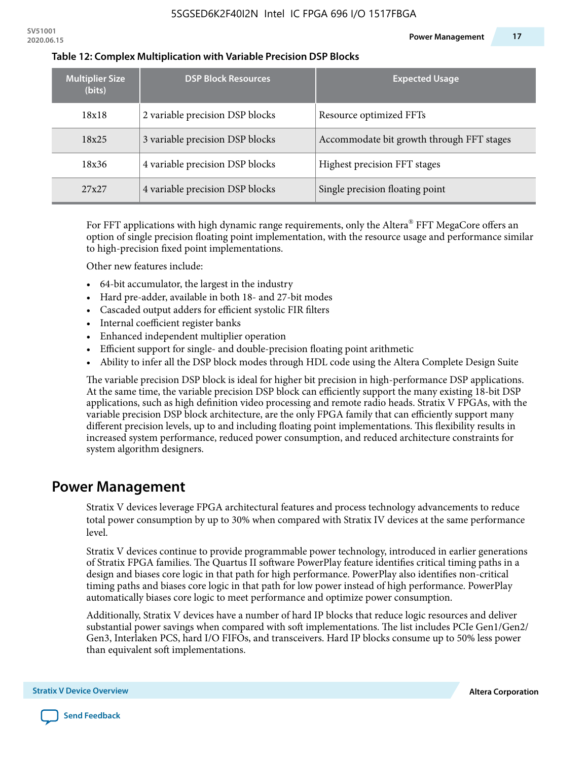**Table 12: Complex Multiplication with Variable Precision DSP Blocks**

| Multiplier Size (bits) | DSP Block Resources | Expected Usage |
| --- | --- | --- |
| 18x18 | 2 variable precision DSP blocks | Resource optimized FFTs |
| 18x25 | 3 variable precision DSP blocks | Accommodate bit growth through FFT stages |
| 18x36 | 4 variable precision DSP blocks | Highest precision FFT stages |
| 27x27 | 4 variable precision DSP blocks | Single precision floating point |

For FFT applications with high dynamic range requirements, only the Altera® FFT MegaCore offers an option of single precision floating point implementation, with the resource usage and performance similar to high-precision fixed point implementations.

Other new features include:

- 64-bit accumulator, the largest in the industry
- Hard pre-adder, available in both 18- and 27-bit modes
- Cascaded output adders for efficient systolic FIR filters
- Internal coefficient register banks
- Enhanced independent multiplier operation
- Efficient support for single- and double-precision floating point arithmetic
- Ability to infer all the DSP block modes through HDL code using the Altera Complete Design Suite

The variable precision DSP block is ideal for higher bit precision in high-performance DSP applications. At the same time, the variable precision DSP block can efficiently support the many existing 18-bit DSP applications, such as high definition video processing and remote radio heads. Stratix V FPGAs, with the variable precision DSP block architecture, are the only FPGA family that can efficiently support many different precision levels, up to and including floating point implementations. This flexibility results in increased system performance, reduced power consumption, and reduced architecture constraints for system algorithm designers.

## Power Management

Stratix V devices leverage FPGA architectural features and process technology advancements to reduce total power consumption by up to 30% when compared with Stratix IV devices at the same performance level.

Stratix V devices continue to provide programmable power technology, introduced in earlier generations of Stratix FPGA families. The Quartus II software PowerPlay feature identifies critical timing paths in a design and biases core logic in that path for high performance. PowerPlay also identifies non-critical timing paths and biases core logic in that path for low power instead of high performance. PowerPlay automatically biases core logic to meet performance and optimize power consumption.

Additionally, Stratix V devices have a number of hard IP blocks that reduce logic resources and deliver substantial power savings when compared with soft implementations. The list includes PCIe Gen1/Gen2/Gen3, Interlaken PCS, hard I/O FIFOs, and transceivers. Hard IP blocks consume up to 50% less power than equivalent soft implementations.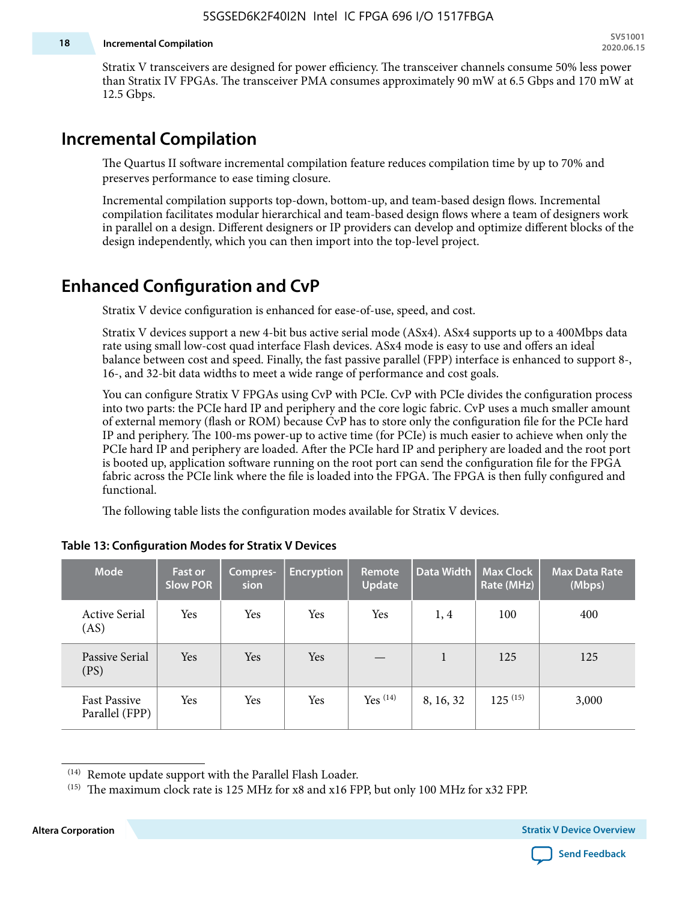Stratix V transceivers are designed for power efficiency. The transceiver channels consume 50% less power than Stratix IV FPGAs. The transceiver PMA consumes approximately 90 mW at 6.5 Gbps and 170 mW at 12.5 Gbps.

## Incremental Compilation

The Quartus II software incremental compilation feature reduces compilation time by up to 70% and preserves performance to ease timing closure.

Incremental compilation supports top-down, bottom-up, and team-based design flows. Incremental compilation facilitates modular hierarchical and team-based design flows where a team of designers work in parallel on a design. Different designers or IP providers can develop and optimize different blocks of the design independently, which you can then import into the top-level project.

## Enhanced Configuration and CvP

Stratix V device configuration is enhanced for ease-of-use, speed, and cost.

Stratix V devices support a new 4-bit bus active serial mode (ASx4). ASx4 supports up to a 400Mbps data rate using small low-cost quad interface Flash devices. ASx4 mode is easy to use and offers an ideal balance between cost and speed. Finally, the fast passive parallel (FPP) interface is enhanced to support 8-, 16-, and 32-bit data widths to meet a wide range of performance and cost goals.

You can configure Stratix V FPGAs using CvP with PCIe. CvP with PCIe divides the configuration process into two parts: the PCIe hard IP and periphery and the core logic fabric. CvP uses a much smaller amount of external memory (flash or ROM) because CvP has to store only the configuration file for the PCIe hard IP and periphery. The 100-ms power-up to active time (for PCIe) is much easier to achieve when only the PCIe hard IP and periphery are loaded. After the PCIe hard IP and periphery are loaded and the root port is booted up, application software running on the root port can send the configuration file for the FPGA fabric across the PCIe link where the file is loaded into the FPGA. The FPGA is then fully configured and functional.

The following table lists the configuration modes available for Stratix V devices.

**Table 13: Configuration Modes for Stratix V Devices**

| Mode | Fast or Slow POR | Compression | Encryption | Remote Update | Data Width | Max Clock Rate (MHz) | Max Data Rate (Mbps) |
|---|---|---|---|---|---|---|---|
| Active Serial (AS) | Yes | Yes | Yes | Yes | 1, 4 | 100 | 400 |
| Passive Serial (PS) | Yes | Yes | Yes | — | 1 | 125 | 125 |
| Fast Passive Parallel (FPP) | Yes | Yes | Yes | Yes (14) | 8, 16, 32 | 125 (15) | 3,000 |

(14) Remote update support with the Parallel Flash Loader.

(15) The maximum clock rate is 125 MHz for x8 and x16 FPP, but only 100 MHz for x32 FPP.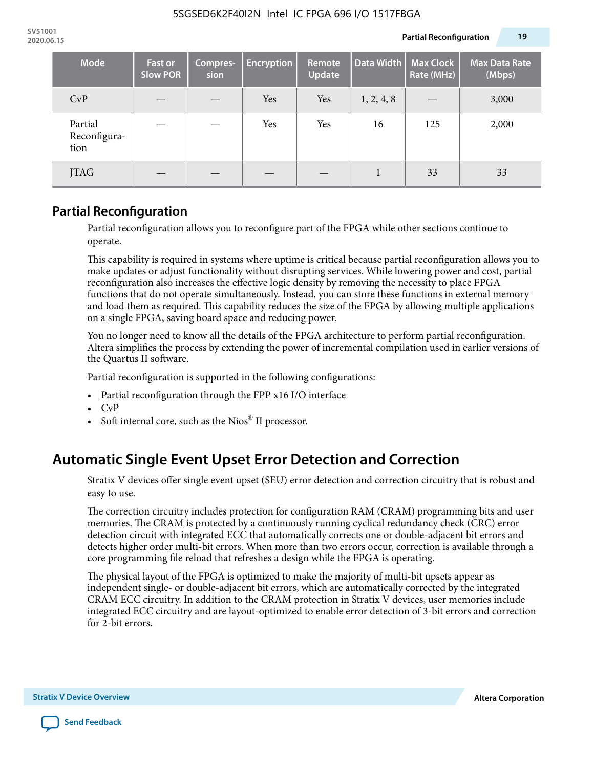| Mode | Fast or Slow POR | Compres-sion | Encryption | Remote Update | Data Width | Max Clock Rate (MHz) | Max Data Rate (Mbps) |
|---|---|---|---|---|---|---|---|
| CvP | — | — | Yes | Yes | 1, 2, 4, 8 | — | 3,000 |
| Partial Reconfigura-tion | — | — | Yes | Yes | 16 | 125 | 2,000 |
| JTAG | — | — | — | — | 1 | 33 | 33 |

## Partial Reconfiguration

Partial reconfiguration allows you to reconfigure part of the FPGA while other sections continue to operate.

This capability is required in systems where uptime is critical because partial reconfiguration allows you to make updates or adjust functionality without disrupting services. While lowering power and cost, partial reconfiguration also increases the effective logic density by removing the necessity to place FPGA functions that do not operate simultaneously. Instead, you can store these functions in external memory and load them as required. This capability reduces the size of the FPGA by allowing multiple applications on a single FPGA, saving board space and reducing power.

You no longer need to know all the details of the FPGA architecture to perform partial reconfiguration. Altera simplifies the process by extending the power of incremental compilation used in earlier versions of the Quartus II software.

Partial reconfiguration is supported in the following configurations:

- Partial reconfiguration through the FPP x16 I/O interface
- CvP
- Soft internal core, such as the Nios® II processor.

# Automatic Single Event Upset Error Detection and Correction

Stratix V devices offer single event upset (SEU) error detection and correction circuitry that is robust and easy to use.

The correction circuitry includes protection for configuration RAM (CRAM) programming bits and user memories. The CRAM is protected by a continuously running cyclical redundancy check (CRC) error detection circuit with integrated ECC that automatically corrects one or double-adjacent bit errors and detects higher order multi-bit errors. When more than two errors occur, correction is available through a core programming file reload that refreshes a design while the FPGA is operating.

The physical layout of the FPGA is optimized to make the majority of multi-bit upsets appear as independent single- or double-adjacent bit errors, which are automatically corrected by the integrated CRAM ECC circuitry. In addition to the CRAM protection in Stratix V devices, user memories include integrated ECC circuitry and are layout-optimized to enable error detection of 3-bit errors and correction for 2-bit errors.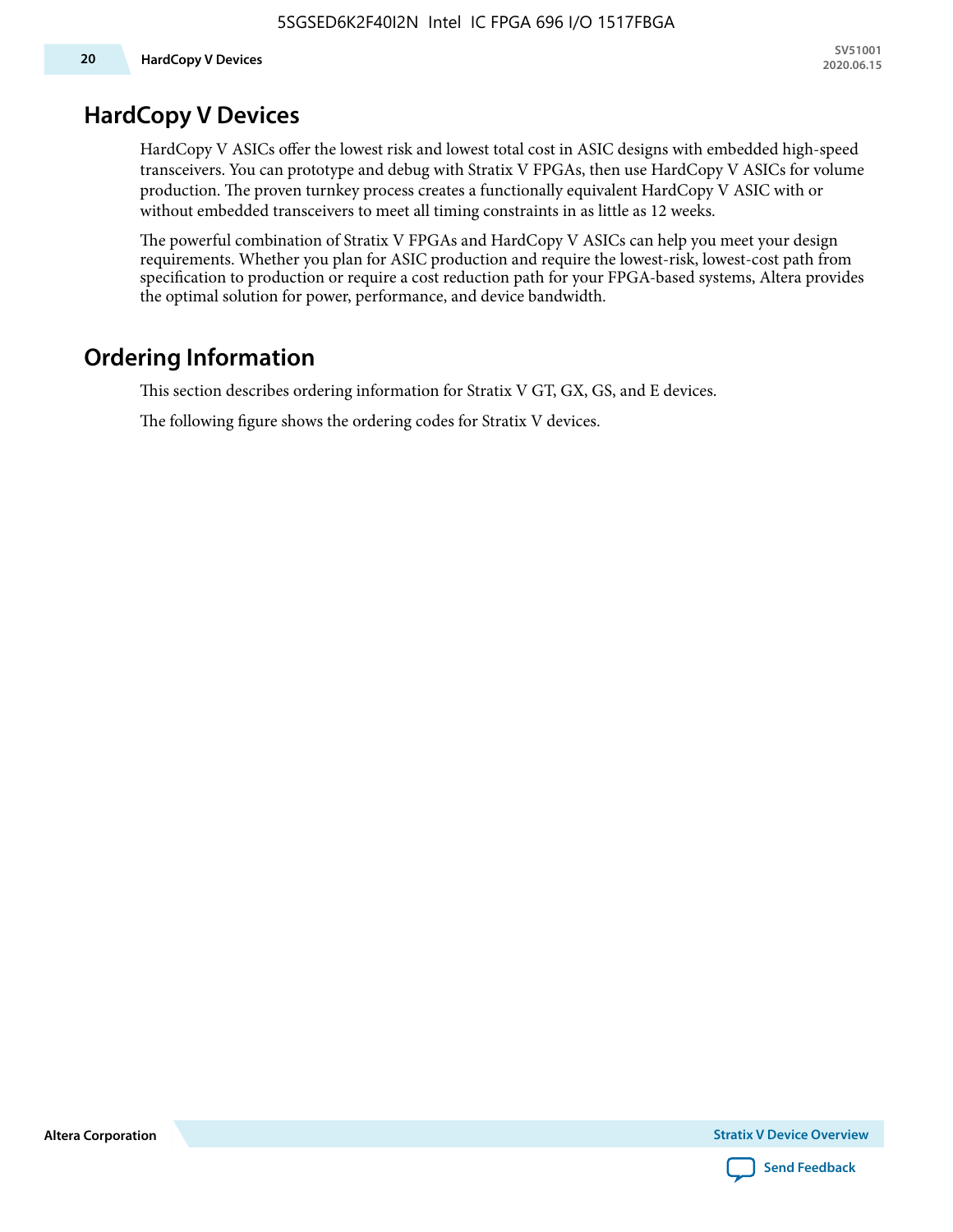## HardCopy V Devices

HardCopy V ASICs offer the lowest risk and lowest total cost in ASIC designs with embedded high-speed transceivers. You can prototype and debug with Stratix V FPGAs, then use HardCopy V ASICs for volume production. The proven turnkey process creates a functionally equivalent HardCopy V ASIC with or without embedded transceivers to meet all timing constraints in as little as 12 weeks.

The powerful combination of Stratix V FPGAs and HardCopy V ASICs can help you meet your design requirements. Whether you plan for ASIC production and require the lowest-risk, lowest-cost path from specification to production or require a cost reduction path for your FPGA-based systems, Altera provides the optimal solution for power, performance, and device bandwidth.

## Ordering Information

This section describes ordering information for Stratix V GT, GX, GS, and E devices.

The following figure shows the ordering codes for Stratix V devices.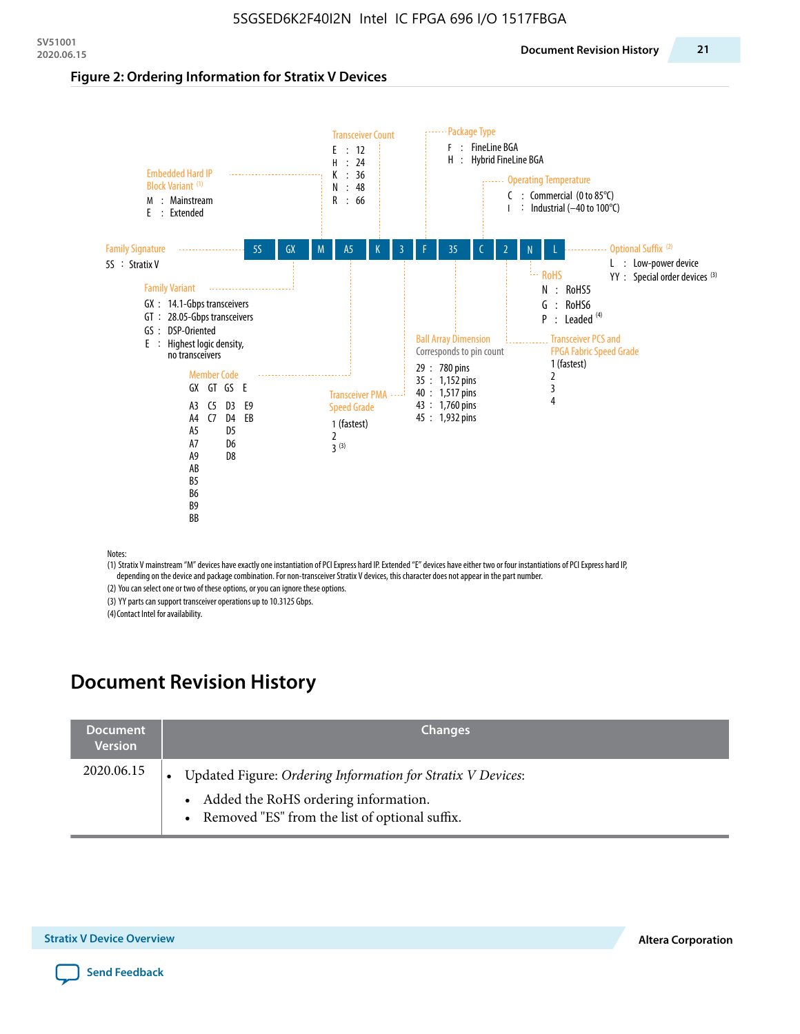**Figure 2: Ordering Information for Stratix V Devices**

Part number example: 5S GX M A5 K 3 F 35 C 2 N L

- **Family Signature**
  - 5S : Stratix V
- **Family Variant**
  - GX : 14.1-Gbps transceivers
  - GT : 28.05-Gbps transceivers
  - GS : DSP-Oriented
  - E : Highest logic density, no transceivers
- **Embedded Hard IP Block Variant** [(1)]
  - M : Mainstream
  - E : Extended
- **Member Code**

| GX | GT | GS | E |
|---|---|---|---|
| A3 | C5 | D3 | E9 |
| A4 | C7 | D4 | EB |
| A5 | | D5 | |
| A7 | | D6 | |
| A9 | | D8 | |
| AB | | | |
| B5 | | | |
| B6 | | | |
| B9 | | | |
| BB | | | |

- **Transceiver Count**
  - E : 12
  - H : 24
  - K : 36
  - N : 48
  - R : 66
- **Transceiver PMA Speed Grade**
  - 1 (fastest)
  - 2
  - 3 [(3)]
- **Package Type**
  - F : FineLine BGA
  - H : Hybrid FineLine BGA
- **Ball Array Dimension**
  Corresponds to pin count
  - 29 : 780 pins
  - 35 : 1,152 pins
  - 40 : 1,517 pins
  - 43 : 1,760 pins
  - 45 : 1,932 pins
- **Operating Temperature**
  - C : Commercial (0 to 85°C)
  - I : Industrial (–40 to 100°C)
- **Transceiver PCS and FPGA Fabric Speed Grade**
  - 1 (fastest)
  - 2
  - 3
  - 4
- **RoHS**
  - N : RoHS5
  - G : RoHS6
  - P : Leaded [(4)]
- **Optional Suffix** [(2)]
  - L : Low-power device
  - YY : Special order devices [(3)]

Notes:

(1) Stratix V mainstream "M" devices have exactly one instantiation of PCI Express hard IP. Extended "E" devices have either two or four instantiations of PCI Express hard IP, depending on the device and package combination. For non-transceiver Stratix V devices, this character does not appear in the part number.

(2) You can select one or two of these options, or you can ignore these options.

(3) YY parts can support transceiver operations up to 10.3125 Gbps.

(4) Contact Intel for availability.

# Document Revision History

| Document Version | Changes |
|---|---|
| 2020.06.15 | • Updated Figure: *Ordering Information for Stratix V Devices*:<br>  • Added the RoHS ordering information.<br>  • Removed "ES" from the list of optional suffix. |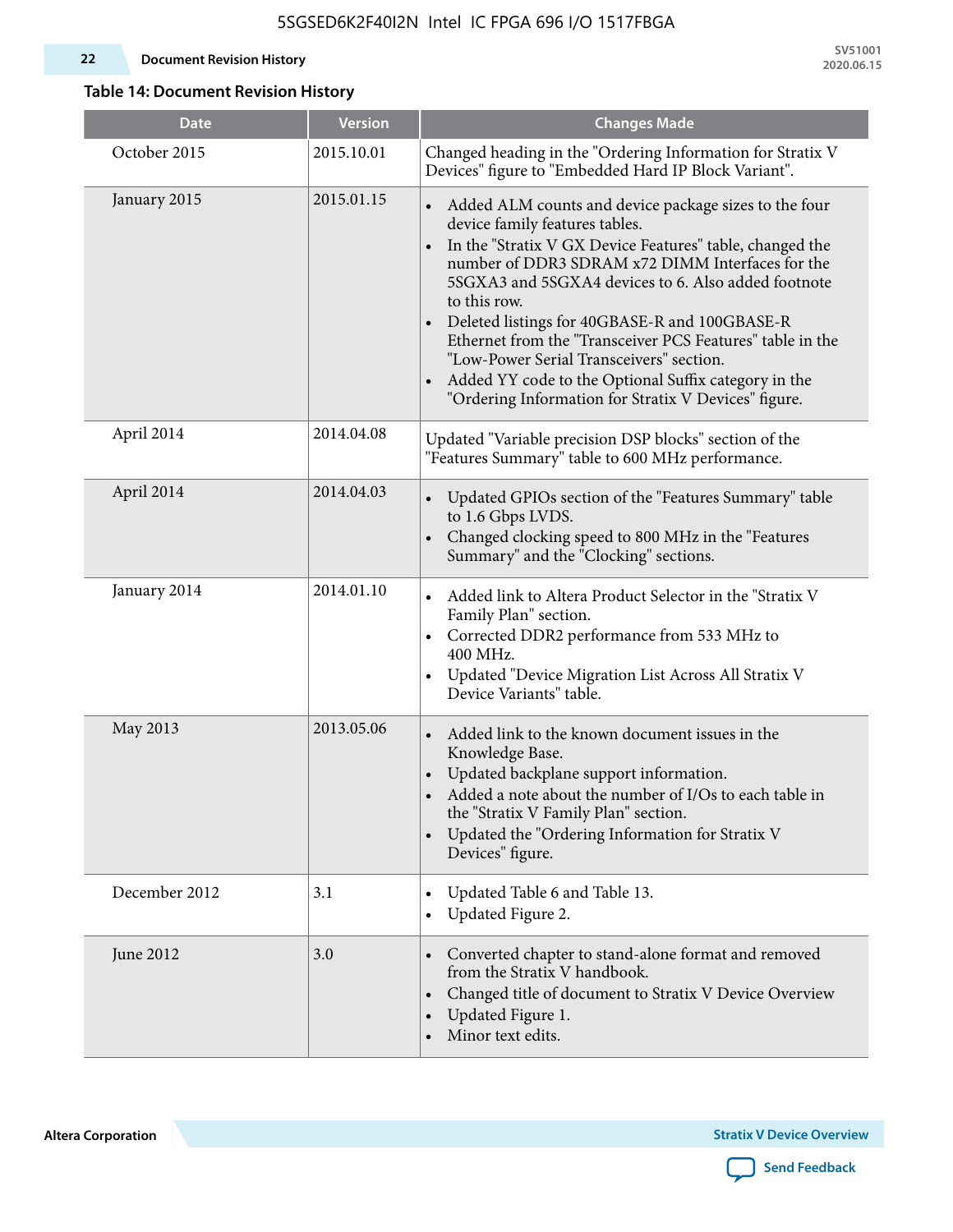**Table 14: Document Revision History**

| Date | Version | Changes Made |
|---|---|---|
| October 2015 | 2015.10.01 | Changed heading in the "Ordering Information for Stratix V Devices" figure to "Embedded Hard IP Block Variant". |
| January 2015 | 2015.01.15 | • Added ALM counts and device package sizes to the four device family features tables.<br>• In the "Stratix V GX Device Features" table, changed the number of DDR3 SDRAM x72 DIMM Interfaces for the 5SGXA3 and 5SGXA4 devices to 6. Also added footnote to this row.<br>• Deleted listings for 40GBASE-R and 100GBASE-R Ethernet from the "Transceiver PCS Features" table in the "Low-Power Serial Transceivers" section.<br>• Added YY code to the Optional Suffix category in the "Ordering Information for Stratix V Devices" figure. |
| April 2014 | 2014.04.08 | Updated "Variable precision DSP blocks" section of the "Features Summary" table to 600 MHz performance. |
| April 2014 | 2014.04.03 | • Updated GPIOs section of the "Features Summary" table to 1.6 Gbps LVDS.<br>• Changed clocking speed to 800 MHz in the "Features Summary" and the "Clocking" sections. |
| January 2014 | 2014.01.10 | • Added link to Altera Product Selector in the "Stratix V Family Plan" section.<br>• Corrected DDR2 performance from 533 MHz to 400 MHz.<br>• Updated "Device Migration List Across All Stratix V Device Variants" table. |
| May 2013 | 2013.05.06 | • Added link to the known document issues in the Knowledge Base.<br>• Updated backplane support information.<br>• Added a note about the number of I/Os to each table in the "Stratix V Family Plan" section.<br>• Updated the "Ordering Information for Stratix V Devices" figure. |
| December 2012 | 3.1 | • Updated Table 6 and Table 13.<br>• Updated Figure 2. |
| June 2012 | 3.0 | • Converted chapter to stand-alone format and removed from the Stratix V handbook.<br>• Changed title of document to Stratix V Device Overview<br>• Updated Figure 1.<br>• Minor text edits. |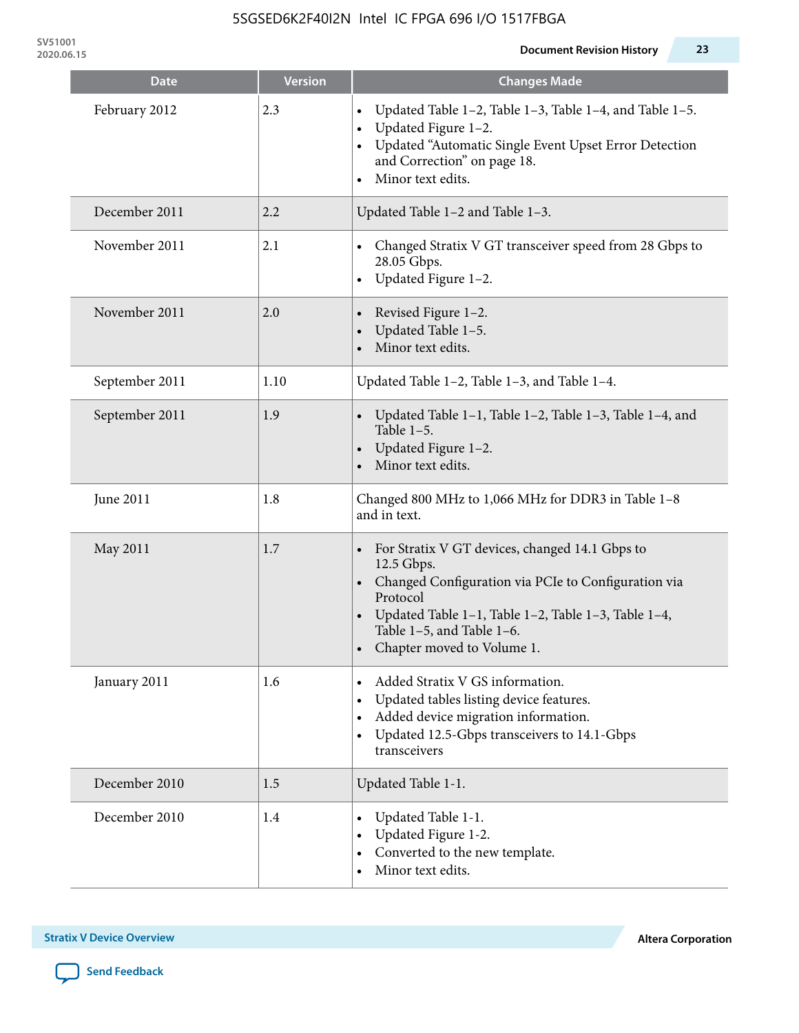| Date | Version | Changes Made |
|---|---|---|
| February 2012 | 2.3 | • Updated Table 1–2, Table 1–3, Table 1–4, and Table 1–5.<br>• Updated Figure 1–2.<br>• Updated “Automatic Single Event Upset Error Detection and Correction” on page 18.<br>• Minor text edits. |
| December 2011 | 2.2 | Updated Table 1–2 and Table 1–3. |
| November 2011 | 2.1 | • Changed Stratix V GT transceiver speed from 28 Gbps to 28.05 Gbps.<br>• Updated Figure 1–2. |
| November 2011 | 2.0 | • Revised Figure 1–2.<br>• Updated Table 1–5.<br>• Minor text edits. |
| September 2011 | 1.10 | Updated Table 1–2, Table 1–3, and Table 1–4. |
| September 2011 | 1.9 | • Updated Table 1–1, Table 1–2, Table 1–3, Table 1–4, and Table 1–5.<br>• Updated Figure 1–2.<br>• Minor text edits. |
| June 2011 | 1.8 | Changed 800 MHz to 1,066 MHz for DDR3 in Table 1–8 and in text. |
| May 2011 | 1.7 | • For Stratix V GT devices, changed 14.1 Gbps to 12.5 Gbps.<br>• Changed Configuration via PCIe to Configuration via Protocol<br>• Updated Table 1–1, Table 1–2, Table 1–3, Table 1–4, Table 1–5, and Table 1–6.<br>• Chapter moved to Volume 1. |
| January 2011 | 1.6 | • Added Stratix V GS information.<br>• Updated tables listing device features.<br>• Added device migration information.<br>• Updated 12.5-Gbps transceivers to 14.1-Gbps transceivers |
| December 2010 | 1.5 | Updated Table 1-1. |
| December 2010 | 1.4 | • Updated Table 1-1.<br>• Updated Figure 1-2.<br>• Converted to the new template.<br>• Minor text edits. |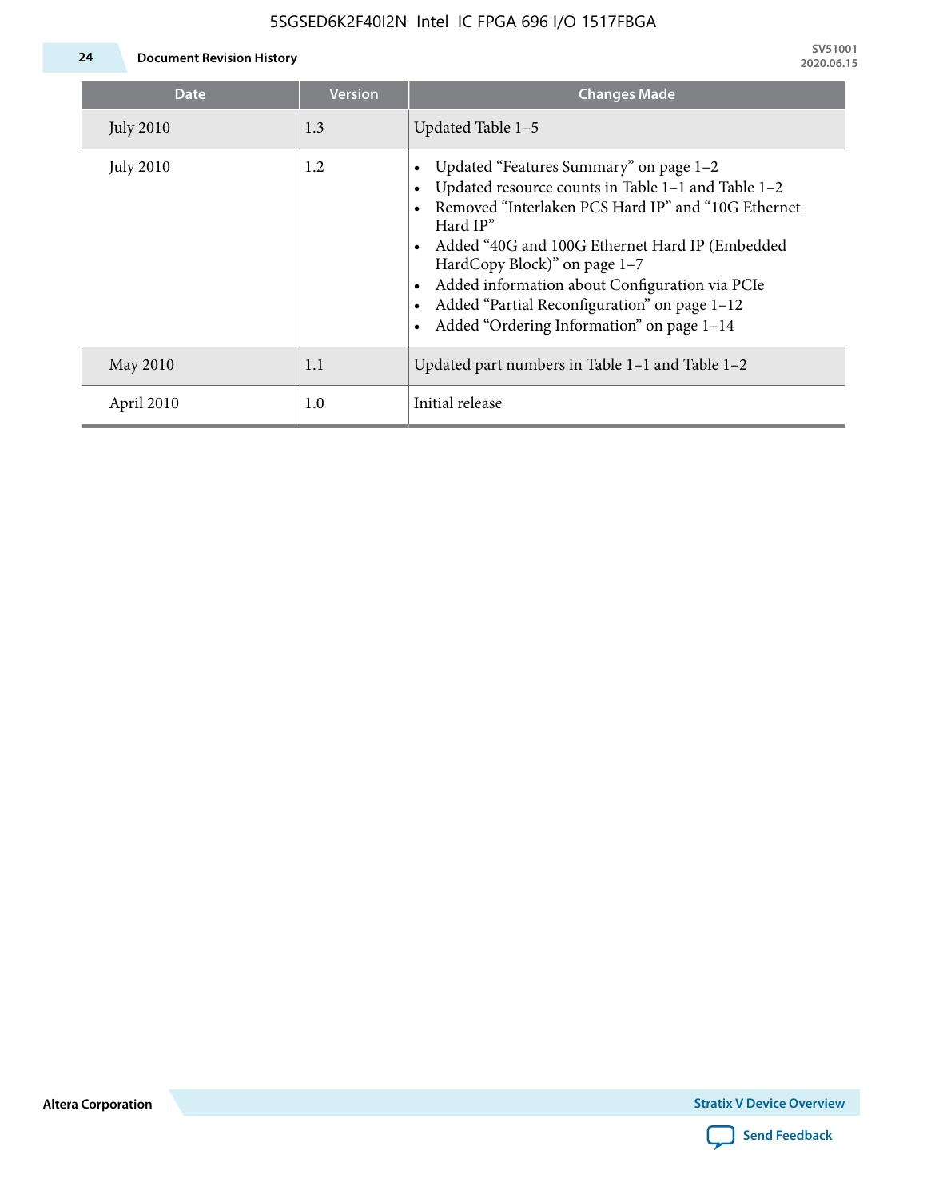| Date | Version | Changes Made |
|---|---|---|
| July 2010 | 1.3 | Updated Table 1–5 |
| July 2010 | 1.2 | • Updated “Features Summary” on page 1–2<br>• Updated resource counts in Table 1–1 and Table 1–2<br>• Removed “Interlaken PCS Hard IP” and “10G Ethernet Hard IP”<br>• Added “40G and 100G Ethernet Hard IP (Embedded HardCopy Block)” on page 1–7<br>• Added information about Configuration via PCIe<br>• Added “Partial Reconfiguration” on page 1–12<br>• Added “Ordering Information” on page 1–14 |
| May 2010 | 1.1 | Updated part numbers in Table 1–1 and Table 1–2 |
| April 2010 | 1.0 | Initial release |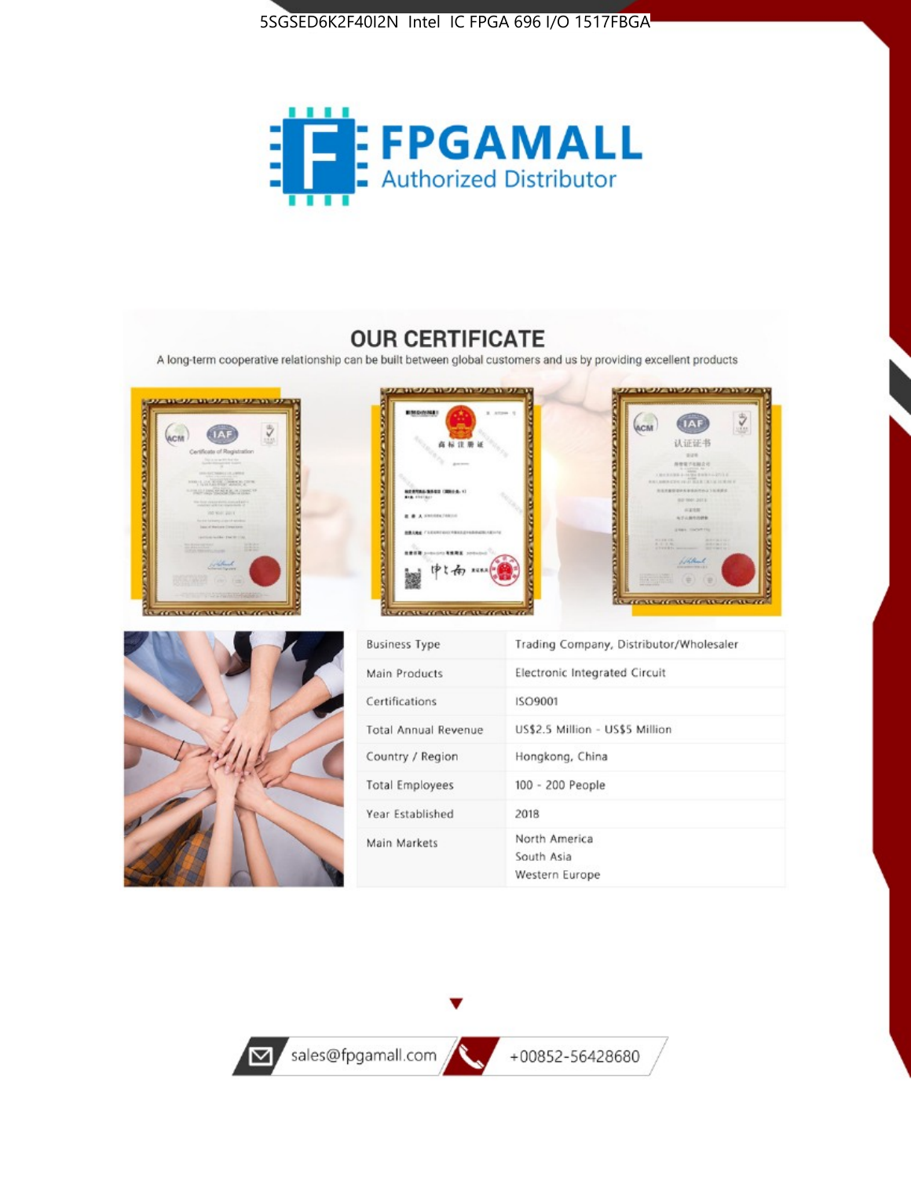FPGAMALL
Authorized Distributor

## OUR CERTIFICATE

A long-term cooperative relationship can be built between global customers and us by providing excellent products

| | |
|---|---|
| Business Type | Trading Company, Distributor/Wholesaler |
| Main Products | Electronic Integrated Circuit |
| Certifications | ISO9001 |
| Total Annual Revenue | US$2.5 Million - US$5 Million |
| Country / Region | Hongkong, China |
| Total Employees | 100 - 200 People |
| Year Established | 2018 |
| Main Markets | North America<br>South Asia<br>Western Europe |

sales@fpgamall.com

+00852-56428680